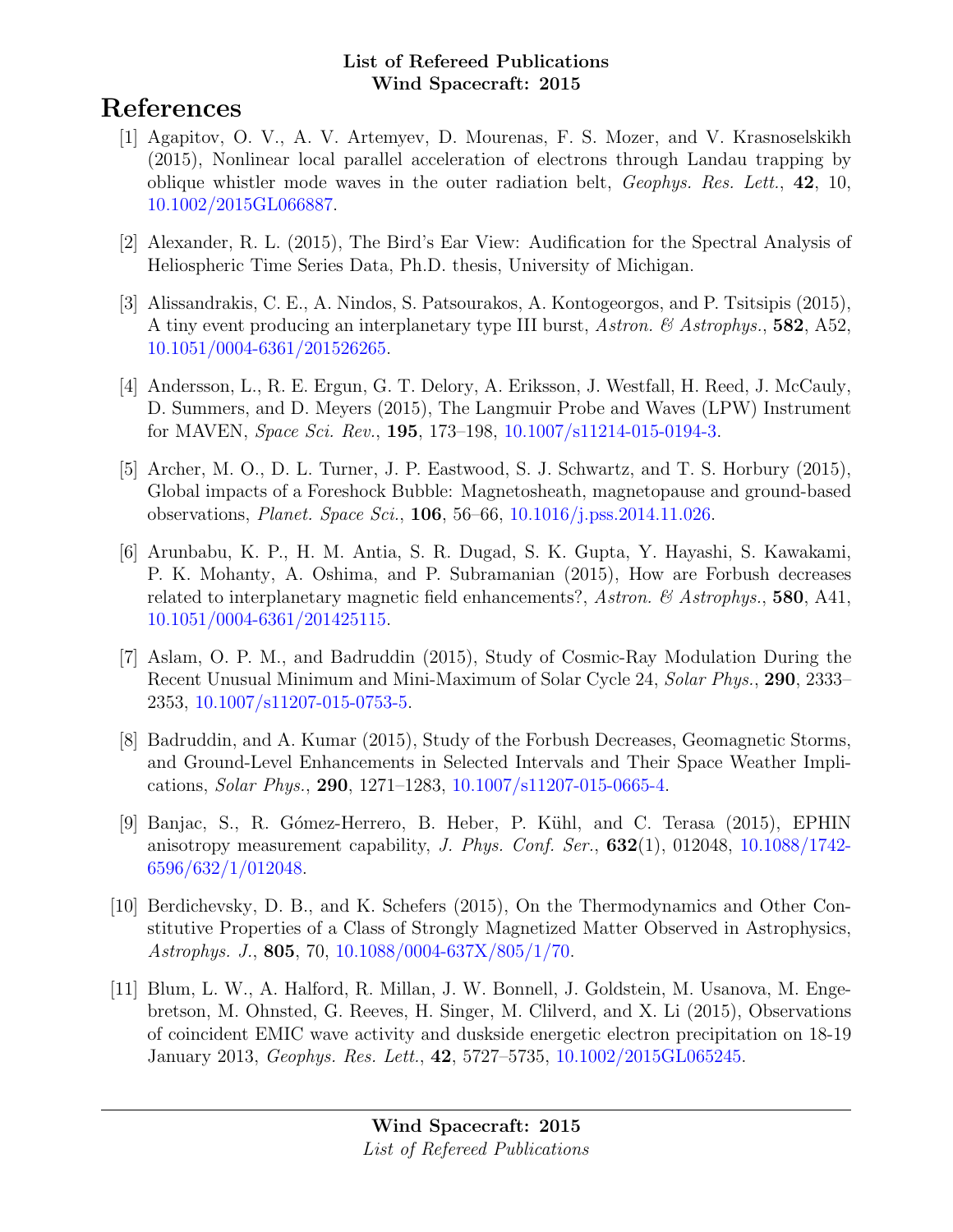**List of Refereed Publications**
**Wind Spacecraft: 2015**

# References

[1] Agapitov, O. V., A. V. Artemyev, D. Mourenas, F. S. Mozer, and V. Krasnoselskikh (2015), Nonlinear local parallel acceleration of electrons through Landau trapping by oblique whistler mode waves in the outer radiation belt, *Geophys. Res. Lett.*, **42**, 10, 10.1002/2015GL066887.

[2] Alexander, R. L. (2015), The Bird's Ear View: Audification for the Spectral Analysis of Heliospheric Time Series Data, Ph.D. thesis, University of Michigan.

[3] Alissandrakis, C. E., A. Nindos, S. Patsourakos, A. Kontogeorgos, and P. Tsitsipis (2015), A tiny event producing an interplanetary type III burst, *Astron. & Astrophys.*, **582**, A52, 10.1051/0004-6361/201526265.

[4] Andersson, L., R. E. Ergun, G. T. Delory, A. Eriksson, J. Westfall, H. Reed, J. McCauly, D. Summers, and D. Meyers (2015), The Langmuir Probe and Waves (LPW) Instrument for MAVEN, *Space Sci. Rev.*, **195**, 173–198, 10.1007/s11214-015-0194-3.

[5] Archer, M. O., D. L. Turner, J. P. Eastwood, S. J. Schwartz, and T. S. Horbury (2015), Global impacts of a Foreshock Bubble: Magnetosheath, magnetopause and ground-based observations, *Planet. Space Sci.*, **106**, 56–66, 10.1016/j.pss.2014.11.026.

[6] Arunbabu, K. P., H. M. Antia, S. R. Dugad, S. K. Gupta, Y. Hayashi, S. Kawakami, P. K. Mohanty, A. Oshima, and P. Subramanian (2015), How are Forbush decreases related to interplanetary magnetic field enhancements?, *Astron. & Astrophys.*, **580**, A41, 10.1051/0004-6361/201425115.

[7] Aslam, O. P. M., and Badruddin (2015), Study of Cosmic-Ray Modulation During the Recent Unusual Minimum and Mini-Maximum of Solar Cycle 24, *Solar Phys.*, **290**, 2333–2353, 10.1007/s11207-015-0753-5.

[8] Badruddin, and A. Kumar (2015), Study of the Forbush Decreases, Geomagnetic Storms, and Ground-Level Enhancements in Selected Intervals and Their Space Weather Implications, *Solar Phys.*, **290**, 1271–1283, 10.1007/s11207-015-0665-4.

[9] Banjac, S., R. Gómez-Herrero, B. Heber, P. Kühl, and C. Terasa (2015), EPHIN anisotropy measurement capability, *J. Phys. Conf. Ser.*, **632**(1), 012048, 10.1088/1742-6596/632/1/012048.

[10] Berdichevsky, D. B., and K. Schefers (2015), On the Thermodynamics and Other Constitutive Properties of a Class of Strongly Magnetized Matter Observed in Astrophysics, *Astrophys. J.*, **805**, 70, 10.1088/0004-637X/805/1/70.

[11] Blum, L. W., A. Halford, R. Millan, J. W. Bonnell, J. Goldstein, M. Usanova, M. Engebretson, M. Ohnsted, G. Reeves, H. Singer, M. Clilverd, and X. Li (2015), Observations of coincident EMIC wave activity and duskside energetic electron precipitation on 18-19 January 2013, *Geophys. Res. Lett.*, **42**, 5727–5735, 10.1002/2015GL065245.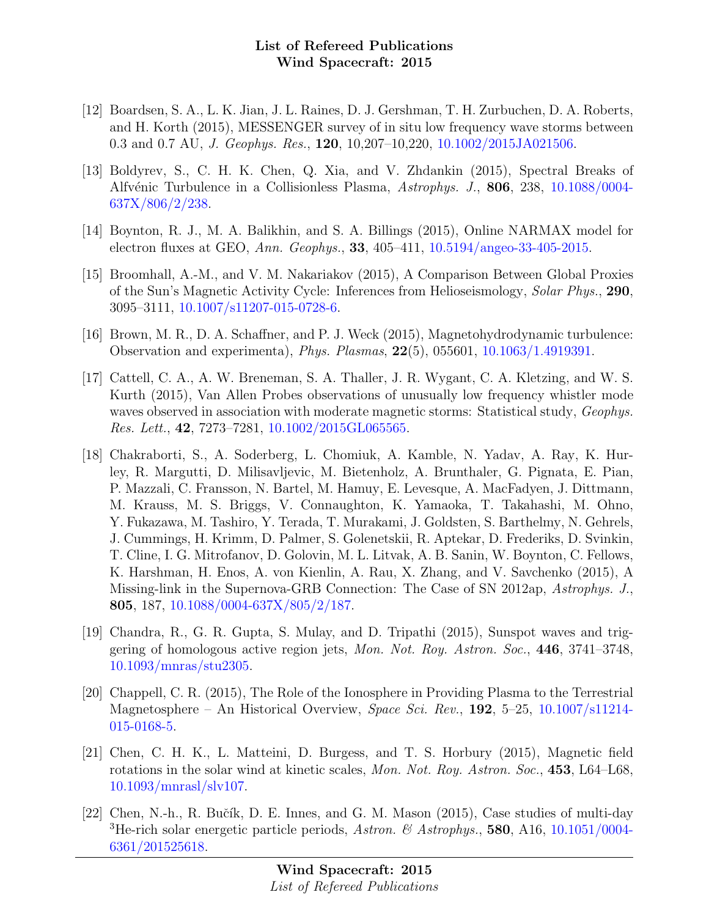[12] Boardsen, S. A., L. K. Jian, J. L. Raines, D. J. Gershman, T. H. Zurbuchen, D. A. Roberts, and H. Korth (2015), MESSENGER survey of in situ low frequency wave storms between 0.3 and 0.7 AU, *J. Geophys. Res.*, **120**, 10,207–10,220, 10.1002/2015JA021506.

[13] Boldyrev, S., C. H. K. Chen, Q. Xia, and V. Zhdankin (2015), Spectral Breaks of Alfvénic Turbulence in a Collisionless Plasma, *Astrophys. J.*, **806**, 238, 10.1088/0004-637X/806/2/238.

[14] Boynton, R. J., M. A. Balikhin, and S. A. Billings (2015), Online NARMAX model for electron fluxes at GEO, *Ann. Geophys.*, **33**, 405–411, 10.5194/angeo-33-405-2015.

[15] Broomhall, A.-M., and V. M. Nakariakov (2015), A Comparison Between Global Proxies of the Sun's Magnetic Activity Cycle: Inferences from Helioseismology, *Solar Phys.*, **290**, 3095–3111, 10.1007/s11207-015-0728-6.

[16] Brown, M. R., D. A. Schaffner, and P. J. Weck (2015), Magnetohydrodynamic turbulence: Observation and experimenta), *Phys. Plasmas*, **22**(5), 055601, 10.1063/1.4919391.

[17] Cattell, C. A., A. W. Breneman, S. A. Thaller, J. R. Wygant, C. A. Kletzing, and W. S. Kurth (2015), Van Allen Probes observations of unusually low frequency whistler mode waves observed in association with moderate magnetic storms: Statistical study, *Geophys. Res. Lett.*, **42**, 7273–7281, 10.1002/2015GL065565.

[18] Chakraborti, S., A. Soderberg, L. Chomiuk, A. Kamble, N. Yadav, A. Ray, K. Hurley, R. Margutti, D. Milisavljevic, M. Bietenholz, A. Brunthaler, G. Pignata, E. Pian, P. Mazzali, C. Fransson, N. Bartel, M. Hamuy, E. Levesque, A. MacFadyen, J. Dittmann, M. Krauss, M. S. Briggs, V. Connaughton, K. Yamaoka, T. Takahashi, M. Ohno, Y. Fukazawa, M. Tashiro, Y. Terada, T. Murakami, J. Goldsten, S. Barthelmy, N. Gehrels, J. Cummings, H. Krimm, D. Palmer, S. Golenetskii, R. Aptekar, D. Frederiks, D. Svinkin, T. Cline, I. G. Mitrofanov, D. Golovin, M. L. Litvak, A. B. Sanin, W. Boynton, C. Fellows, K. Harshman, H. Enos, A. von Kienlin, A. Rau, X. Zhang, and V. Savchenko (2015), A Missing-link in the Supernova-GRB Connection: The Case of SN 2012ap, *Astrophys. J.*, **805**, 187, 10.1088/0004-637X/805/2/187.

[19] Chandra, R., G. R. Gupta, S. Mulay, and D. Tripathi (2015), Sunspot waves and triggering of homologous active region jets, *Mon. Not. Roy. Astron. Soc.*, **446**, 3741–3748, 10.1093/mnras/stu2305.

[20] Chappell, C. R. (2015), The Role of the Ionosphere in Providing Plasma to the Terrestrial Magnetosphere – An Historical Overview, *Space Sci. Rev.*, **192**, 5–25, 10.1007/s11214-015-0168-5.

[21] Chen, C. H. K., L. Matteini, D. Burgess, and T. S. Horbury (2015), Magnetic field rotations in the solar wind at kinetic scales, *Mon. Not. Roy. Astron. Soc.*, **453**, L64–L68, 10.1093/mnrasl/slv107.

[22] Chen, N.-h., R. Bučík, D. E. Innes, and G. M. Mason (2015), Case studies of multi-day $^{3}$He-rich solar energetic particle periods, *Astron. & Astrophys.*, **580**, A16, 10.1051/0004-6361/201525618.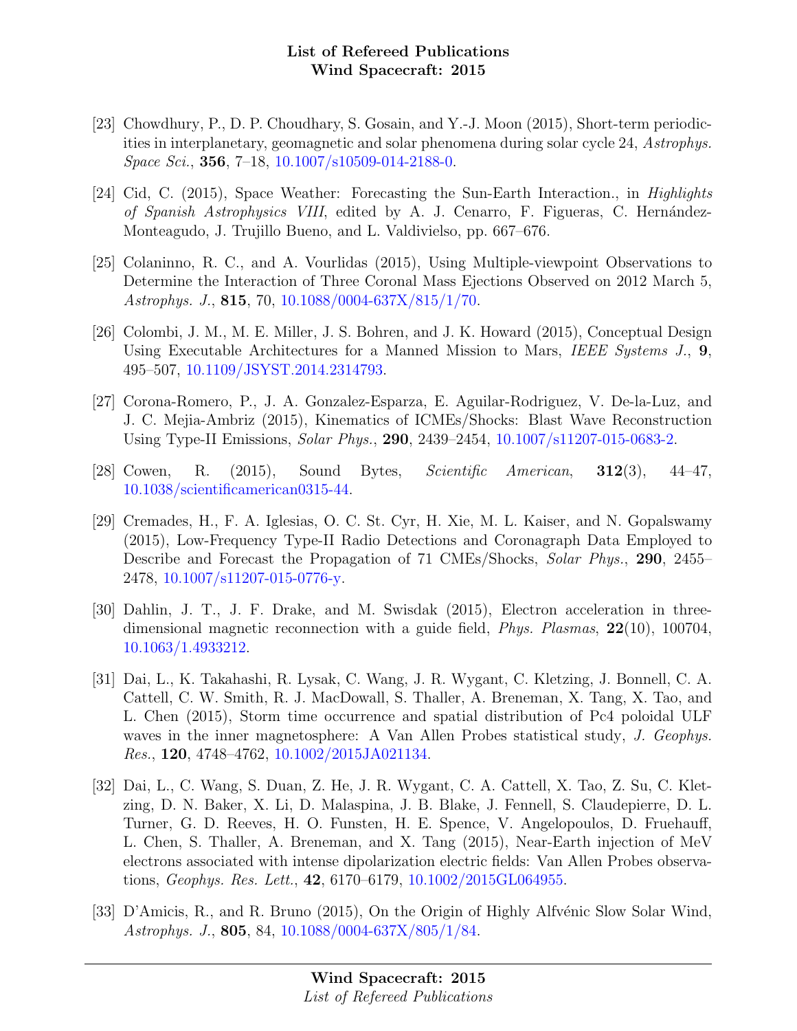[23] Chowdhury, P., D. P. Choudhary, S. Gosain, and Y.-J. Moon (2015), Short-term periodicities in interplanetary, geomagnetic and solar phenomena during solar cycle 24, *Astrophys. Space Sci.*, **356**, 7–18, 10.1007/s10509-014-2188-0.

[24] Cid, C. (2015), Space Weather: Forecasting the Sun-Earth Interaction., in *Highlights of Spanish Astrophysics VIII*, edited by A. J. Cenarro, F. Figueras, C. Hernández-Monteagudo, J. Trujillo Bueno, and L. Valdivielso, pp. 667–676.

[25] Colaninno, R. C., and A. Vourlidas (2015), Using Multiple-viewpoint Observations to Determine the Interaction of Three Coronal Mass Ejections Observed on 2012 March 5, *Astrophys. J.*, **815**, 70, 10.1088/0004-637X/815/1/70.

[26] Colombi, J. M., M. E. Miller, J. S. Bohren, and J. K. Howard (2015), Conceptual Design Using Executable Architectures for a Manned Mission to Mars, *IEEE Systems J.*, **9**, 495–507, 10.1109/JSYST.2014.2314793.

[27] Corona-Romero, P., J. A. Gonzalez-Esparza, E. Aguilar-Rodriguez, V. De-la-Luz, and J. C. Mejia-Ambriz (2015), Kinematics of ICMEs/Shocks: Blast Wave Reconstruction Using Type-II Emissions, *Solar Phys.*, **290**, 2439–2454, 10.1007/s11207-015-0683-2.

[28] Cowen, R. (2015), Sound Bytes, *Scientific American*, **312**(3), 44–47, 10.1038/scientificamerican0315-44.

[29] Cremades, H., F. A. Iglesias, O. C. St. Cyr, H. Xie, M. L. Kaiser, and N. Gopalswamy (2015), Low-Frequency Type-II Radio Detections and Coronagraph Data Employed to Describe and Forecast the Propagation of 71 CMEs/Shocks, *Solar Phys.*, **290**, 2455–2478, 10.1007/s11207-015-0776-y.

[30] Dahlin, J. T., J. F. Drake, and M. Swisdak (2015), Electron acceleration in three-dimensional magnetic reconnection with a guide field, *Phys. Plasmas*, **22**(10), 100704, 10.1063/1.4933212.

[31] Dai, L., K. Takahashi, R. Lysak, C. Wang, J. R. Wygant, C. Kletzing, J. Bonnell, C. A. Cattell, C. W. Smith, R. J. MacDowall, S. Thaller, A. Breneman, X. Tang, X. Tao, and L. Chen (2015), Storm time occurrence and spatial distribution of Pc4 poloidal ULF waves in the inner magnetosphere: A Van Allen Probes statistical study, *J. Geophys. Res.*, **120**, 4748–4762, 10.1002/2015JA021134.

[32] Dai, L., C. Wang, S. Duan, Z. He, J. R. Wygant, C. A. Cattell, X. Tao, Z. Su, C. Kletzing, D. N. Baker, X. Li, D. Malaspina, J. B. Blake, J. Fennell, S. Claudepierre, D. L. Turner, G. D. Reeves, H. O. Funsten, H. E. Spence, V. Angelopoulos, D. Fruehauff, L. Chen, S. Thaller, A. Breneman, and X. Tang (2015), Near-Earth injection of MeV electrons associated with intense dipolarization electric fields: Van Allen Probes observations, *Geophys. Res. Lett.*, **42**, 6170–6179, 10.1002/2015GL064955.

[33] D'Amicis, R., and R. Bruno (2015), On the Origin of Highly Alfvénic Slow Solar Wind, *Astrophys. J.*, **805**, 84, 10.1088/0004-637X/805/1/84.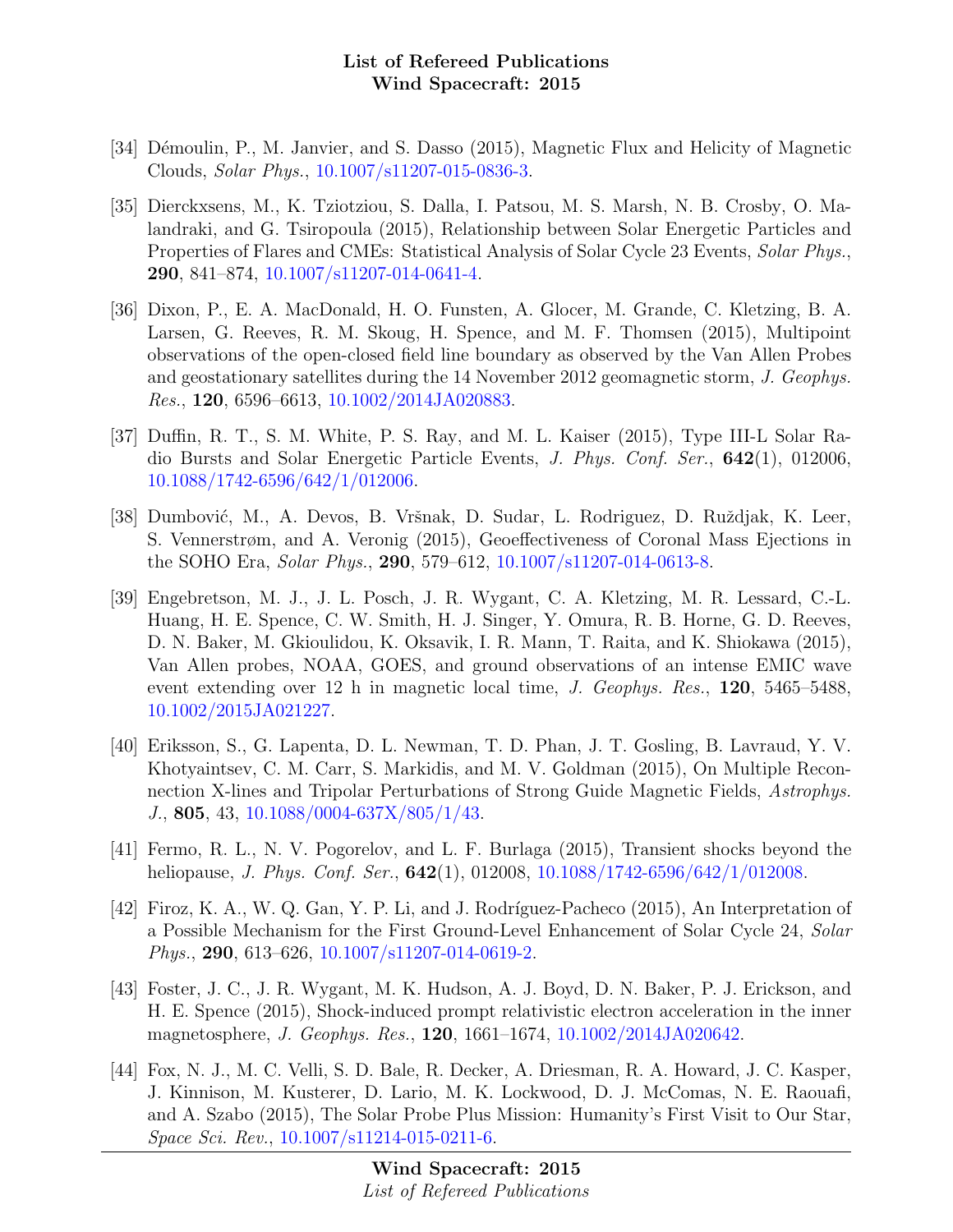[34] Démoulin, P., M. Janvier, and S. Dasso (2015), Magnetic Flux and Helicity of Magnetic Clouds, *Solar Phys.*, 10.1007/s11207-015-0836-3.

[35] Dierckxsens, M., K. Tziotziou, S. Dalla, I. Patsou, M. S. Marsh, N. B. Crosby, O. Malandraki, and G. Tsiropoula (2015), Relationship between Solar Energetic Particles and Properties of Flares and CMEs: Statistical Analysis of Solar Cycle 23 Events, *Solar Phys.*, **290**, 841–874, 10.1007/s11207-014-0641-4.

[36] Dixon, P., E. A. MacDonald, H. O. Funsten, A. Glocer, M. Grande, C. Kletzing, B. A. Larsen, G. Reeves, R. M. Skoug, H. Spence, and M. F. Thomsen (2015), Multipoint observations of the open-closed field line boundary as observed by the Van Allen Probes and geostationary satellites during the 14 November 2012 geomagnetic storm, *J. Geophys. Res.*, **120**, 6596–6613, 10.1002/2014JA020883.

[37] Duffin, R. T., S. M. White, P. S. Ray, and M. L. Kaiser (2015), Type III-L Solar Radio Bursts and Solar Energetic Particle Events, *J. Phys. Conf. Ser.*, **642**(1), 012006, 10.1088/1742-6596/642/1/012006.

[38] Dumbović, M., A. Devos, B. Vršnak, D. Sudar, L. Rodriguez, D. Ruždjak, K. Leer, S. Vennerstrøm, and A. Veronig (2015), Geoeffectiveness of Coronal Mass Ejections in the SOHO Era, *Solar Phys.*, **290**, 579–612, 10.1007/s11207-014-0613-8.

[39] Engebretson, M. J., J. L. Posch, J. R. Wygant, C. A. Kletzing, M. R. Lessard, C.-L. Huang, H. E. Spence, C. W. Smith, H. J. Singer, Y. Omura, R. B. Horne, G. D. Reeves, D. N. Baker, M. Gkioulidou, K. Oksavik, I. R. Mann, T. Raita, and K. Shiokawa (2015), Van Allen probes, NOAA, GOES, and ground observations of an intense EMIC wave event extending over 12 h in magnetic local time, *J. Geophys. Res.*, **120**, 5465–5488, 10.1002/2015JA021227.

[40] Eriksson, S., G. Lapenta, D. L. Newman, T. D. Phan, J. T. Gosling, B. Lavraud, Y. V. Khotyaintsev, C. M. Carr, S. Markidis, and M. V. Goldman (2015), On Multiple Reconnection X-lines and Tripolar Perturbations of Strong Guide Magnetic Fields, *Astrophys. J.*, **805**, 43, 10.1088/0004-637X/805/1/43.

[41] Fermo, R. L., N. V. Pogorelov, and L. F. Burlaga (2015), Transient shocks beyond the heliopause, *J. Phys. Conf. Ser.*, **642**(1), 012008, 10.1088/1742-6596/642/1/012008.

[42] Firoz, K. A., W. Q. Gan, Y. P. Li, and J. Rodríguez-Pacheco (2015), An Interpretation of a Possible Mechanism for the First Ground-Level Enhancement of Solar Cycle 24, *Solar Phys.*, **290**, 613–626, 10.1007/s11207-014-0619-2.

[43] Foster, J. C., J. R. Wygant, M. K. Hudson, A. J. Boyd, D. N. Baker, P. J. Erickson, and H. E. Spence (2015), Shock-induced prompt relativistic electron acceleration in the inner magnetosphere, *J. Geophys. Res.*, **120**, 1661–1674, 10.1002/2014JA020642.

[44] Fox, N. J., M. C. Velli, S. D. Bale, R. Decker, A. Driesman, R. A. Howard, J. C. Kasper, J. Kinnison, M. Kusterer, D. Lario, M. K. Lockwood, D. J. McComas, N. E. Raouafi, and A. Szabo (2015), The Solar Probe Plus Mission: Humanity's First Visit to Our Star, *Space Sci. Rev.*, 10.1007/s11214-015-0211-6.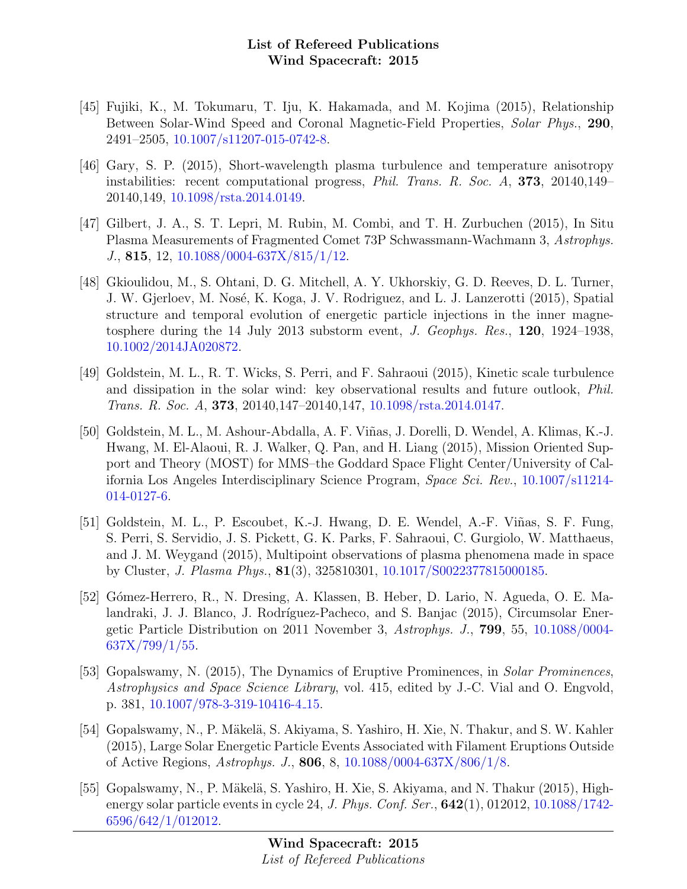[45] Fujiki, K., M. Tokumaru, T. Iju, K. Hakamada, and M. Kojima (2015), Relationship Between Solar-Wind Speed and Coronal Magnetic-Field Properties, *Solar Phys.*, **290**, 2491–2505, 10.1007/s11207-015-0742-8.

[46] Gary, S. P. (2015), Short-wavelength plasma turbulence and temperature anisotropy instabilities: recent computational progress, *Phil. Trans. R. Soc. A*, **373**, 20140,149–20140,149, 10.1098/rsta.2014.0149.

[47] Gilbert, J. A., S. T. Lepri, M. Rubin, M. Combi, and T. H. Zurbuchen (2015), In Situ Plasma Measurements of Fragmented Comet 73P Schwassmann-Wachmann 3, *Astrophys. J.*, **815**, 12, 10.1088/0004-637X/815/1/12.

[48] Gkioulidou, M., S. Ohtani, D. G. Mitchell, A. Y. Ukhorskiy, G. D. Reeves, D. L. Turner, J. W. Gjerloev, M. Nosé, K. Koga, J. V. Rodriguez, and L. J. Lanzerotti (2015), Spatial structure and temporal evolution of energetic particle injections in the inner magnetosphere during the 14 July 2013 substorm event, *J. Geophys. Res.*, **120**, 1924–1938, 10.1002/2014JA020872.

[49] Goldstein, M. L., R. T. Wicks, S. Perri, and F. Sahraoui (2015), Kinetic scale turbulence and dissipation in the solar wind: key observational results and future outlook, *Phil. Trans. R. Soc. A*, **373**, 20140,147–20140,147, 10.1098/rsta.2014.0147.

[50] Goldstein, M. L., M. Ashour-Abdalla, A. F. Viñas, J. Dorelli, D. Wendel, A. Klimas, K.-J. Hwang, M. El-Alaoui, R. J. Walker, Q. Pan, and H. Liang (2015), Mission Oriented Support and Theory (MOST) for MMS–the Goddard Space Flight Center/University of California Los Angeles Interdisciplinary Science Program, *Space Sci. Rev.*, 10.1007/s11214-014-0127-6.

[51] Goldstein, M. L., P. Escoubet, K.-J. Hwang, D. E. Wendel, A.-F. Viñas, S. F. Fung, S. Perri, S. Servidio, J. S. Pickett, G. K. Parks, F. Sahraoui, C. Gurgiolo, W. Matthaeus, and J. M. Weygand (2015), Multipoint observations of plasma phenomena made in space by Cluster, *J. Plasma Phys.*, **81**(3), 325810301, 10.1017/S0022377815000185.

[52] Gómez-Herrero, R., N. Dresing, A. Klassen, B. Heber, D. Lario, N. Agueda, O. E. Malandraki, J. J. Blanco, J. Rodríguez-Pacheco, and S. Banjac (2015), Circumsolar Energetic Particle Distribution on 2011 November 3, *Astrophys. J.*, **799**, 55, 10.1088/0004-637X/799/1/55.

[53] Gopalswamy, N. (2015), The Dynamics of Eruptive Prominences, in *Solar Prominences*, *Astrophysics and Space Science Library*, vol. 415, edited by J.-C. Vial and O. Engvold, p. 381, 10.1007/978-3-319-10416-4_15.

[54] Gopalswamy, N., P. Mäkelä, S. Akiyama, S. Yashiro, H. Xie, N. Thakur, and S. W. Kahler (2015), Large Solar Energetic Particle Events Associated with Filament Eruptions Outside of Active Regions, *Astrophys. J.*, **806**, 8, 10.1088/0004-637X/806/1/8.

[55] Gopalswamy, N., P. Mäkelä, S. Yashiro, H. Xie, S. Akiyama, and N. Thakur (2015), High-energy solar particle events in cycle 24, *J. Phys. Conf. Ser.*, **642**(1), 012012, 10.1088/1742-6596/642/1/012012.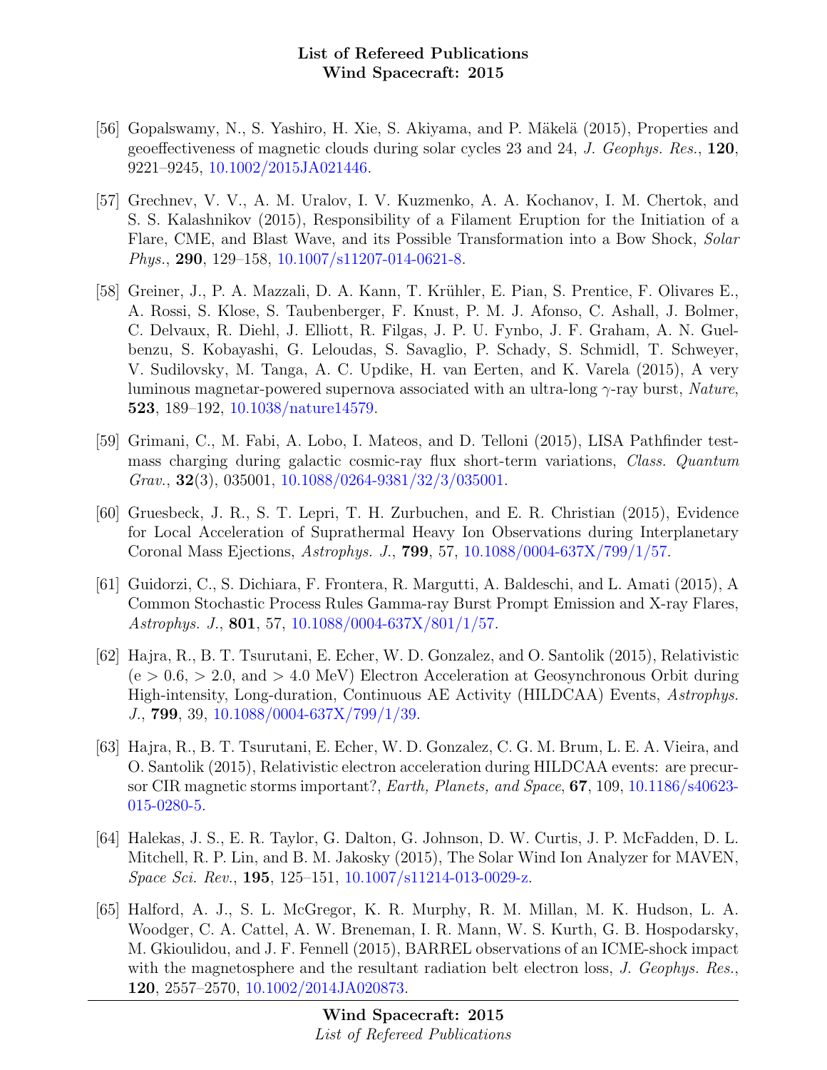[56] Gopalswamy, N., S. Yashiro, H. Xie, S. Akiyama, and P. Mäkelä (2015), Properties and geoeffectiveness of magnetic clouds during solar cycles 23 and 24, *J. Geophys. Res.*, **120**, 9221–9245, 10.1002/2015JA021446.

[57] Grechnev, V. V., A. M. Uralov, I. V. Kuzmenko, A. A. Kochanov, I. M. Chertok, and S. S. Kalashnikov (2015), Responsibility of a Filament Eruption for the Initiation of a Flare, CME, and Blast Wave, and its Possible Transformation into a Bow Shock, *Solar Phys.*, **290**, 129–158, 10.1007/s11207-014-0621-8.

[58] Greiner, J., P. A. Mazzali, D. A. Kann, T. Krühler, E. Pian, S. Prentice, F. Olivares E., A. Rossi, S. Klose, S. Taubenberger, F. Knust, P. M. J. Afonso, C. Ashall, J. Bolmer, C. Delvaux, R. Diehl, J. Elliott, R. Filgas, J. P. U. Fynbo, J. F. Graham, A. N. Guelbenzu, S. Kobayashi, G. Leloudas, S. Savaglio, P. Schady, S. Schmidl, T. Schweyer, V. Sudilovsky, M. Tanga, A. C. Updike, H. van Eerten, and K. Varela (2015), A very luminous magnetar-powered supernova associated with an ultra-long $\gamma$-ray burst, *Nature*, **523**, 189–192, 10.1038/nature14579.

[59] Grimani, C., M. Fabi, A. Lobo, I. Mateos, and D. Telloni (2015), LISA Pathfinder test-mass charging during galactic cosmic-ray flux short-term variations, *Class. Quantum Grav.*, **32**(3), 035001, 10.1088/0264-9381/32/3/035001.

[60] Gruesbeck, J. R., S. T. Lepri, T. H. Zurbuchen, and E. R. Christian (2015), Evidence for Local Acceleration of Suprathermal Heavy Ion Observations during Interplanetary Coronal Mass Ejections, *Astrophys. J.*, **799**, 57, 10.1088/0004-637X/799/1/57.

[61] Guidorzi, C., S. Dichiara, F. Frontera, R. Margutti, A. Baldeschi, and L. Amati (2015), A Common Stochastic Process Rules Gamma-ray Burst Prompt Emission and X-ray Flares, *Astrophys. J.*, **801**, 57, 10.1088/0004-637X/801/1/57.

[62] Hajra, R., B. T. Tsurutani, E. Echer, W. D. Gonzalez, and O. Santolik (2015), Relativistic (e $>$ 0.6, $>$ 2.0, and $>$ 4.0 MeV) Electron Acceleration at Geosynchronous Orbit during High-intensity, Long-duration, Continuous AE Activity (HILDCAA) Events, *Astrophys. J.*, **799**, 39, 10.1088/0004-637X/799/1/39.

[63] Hajra, R., B. T. Tsurutani, E. Echer, W. D. Gonzalez, C. G. M. Brum, L. E. A. Vieira, and O. Santolik (2015), Relativistic electron acceleration during HILDCAA events: are precursor CIR magnetic storms important?, *Earth, Planets, and Space*, **67**, 109, 10.1186/s40623-015-0280-5.

[64] Halekas, J. S., E. R. Taylor, G. Dalton, G. Johnson, D. W. Curtis, J. P. McFadden, D. L. Mitchell, R. P. Lin, and B. M. Jakosky (2015), The Solar Wind Ion Analyzer for MAVEN, *Space Sci. Rev.*, **195**, 125–151, 10.1007/s11214-013-0029-z.

[65] Halford, A. J., S. L. McGregor, K. R. Murphy, R. M. Millan, M. K. Hudson, L. A. Woodger, C. A. Cattel, A. W. Breneman, I. R. Mann, W. S. Kurth, G. B. Hospodarsky, M. Gkioulidou, and J. F. Fennell (2015), BARREL observations of an ICME-shock impact with the magnetosphere and the resultant radiation belt electron loss, *J. Geophys. Res.*, **120**, 2557–2570, 10.1002/2014JA020873.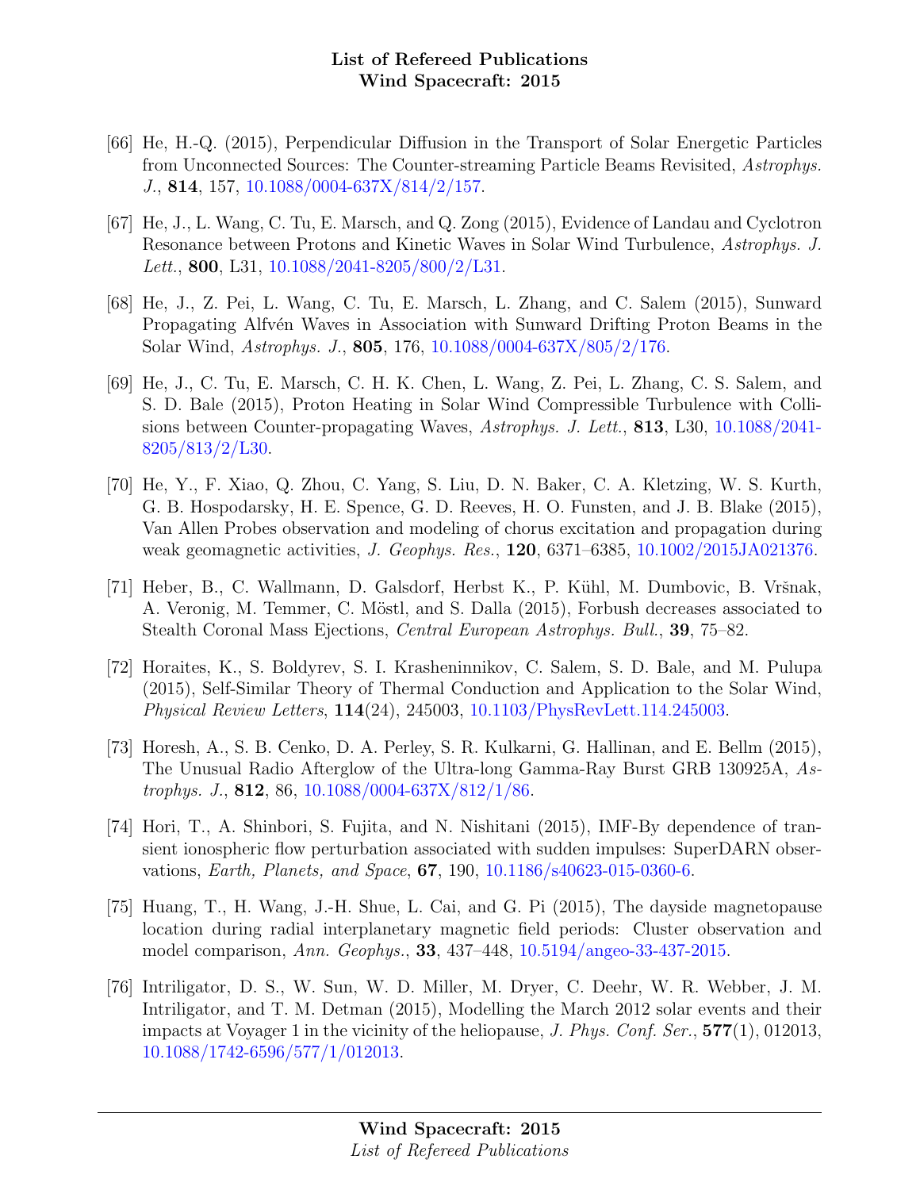[66] He, H.-Q. (2015), Perpendicular Diffusion in the Transport of Solar Energetic Particles from Unconnected Sources: The Counter-streaming Particle Beams Revisited, *Astrophys. J.*, **814**, 157, 10.1088/0004-637X/814/2/157.

[67] He, J., L. Wang, C. Tu, E. Marsch, and Q. Zong (2015), Evidence of Landau and Cyclotron Resonance between Protons and Kinetic Waves in Solar Wind Turbulence, *Astrophys. J. Lett.*, **800**, L31, 10.1088/2041-8205/800/2/L31.

[68] He, J., Z. Pei, L. Wang, C. Tu, E. Marsch, L. Zhang, and C. Salem (2015), Sunward Propagating Alfvén Waves in Association with Sunward Drifting Proton Beams in the Solar Wind, *Astrophys. J.*, **805**, 176, 10.1088/0004-637X/805/2/176.

[69] He, J., C. Tu, E. Marsch, C. H. K. Chen, L. Wang, Z. Pei, L. Zhang, C. S. Salem, and S. D. Bale (2015), Proton Heating in Solar Wind Compressible Turbulence with Collisions between Counter-propagating Waves, *Astrophys. J. Lett.*, **813**, L30, 10.1088/2041-8205/813/2/L30.

[70] He, Y., F. Xiao, Q. Zhou, C. Yang, S. Liu, D. N. Baker, C. A. Kletzing, W. S. Kurth, G. B. Hospodarsky, H. E. Spence, G. D. Reeves, H. O. Funsten, and J. B. Blake (2015), Van Allen Probes observation and modeling of chorus excitation and propagation during weak geomagnetic activities, *J. Geophys. Res.*, **120**, 6371–6385, 10.1002/2015JA021376.

[71] Heber, B., C. Wallmann, D. Galsdorf, Herbst K., P. Kühl, M. Dumbovic, B. Vršnak, A. Veronig, M. Temmer, C. Möstl, and S. Dalla (2015), Forbush decreases associated to Stealth Coronal Mass Ejections, *Central European Astrophys. Bull.*, **39**, 75–82.

[72] Horaites, K., S. Boldyrev, S. I. Krasheninnikov, C. Salem, S. D. Bale, and M. Pulupa (2015), Self-Similar Theory of Thermal Conduction and Application to the Solar Wind, *Physical Review Letters*, **114**(24), 245003, 10.1103/PhysRevLett.114.245003.

[73] Horesh, A., S. B. Cenko, D. A. Perley, S. R. Kulkarni, G. Hallinan, and E. Bellm (2015), The Unusual Radio Afterglow of the Ultra-long Gamma-Ray Burst GRB 130925A, *Astrophys. J.*, **812**, 86, 10.1088/0004-637X/812/1/86.

[74] Hori, T., A. Shinbori, S. Fujita, and N. Nishitani (2015), IMF-By dependence of transient ionospheric flow perturbation associated with sudden impulses: SuperDARN observations, *Earth, Planets, and Space*, **67**, 190, 10.1186/s40623-015-0360-6.

[75] Huang, T., H. Wang, J.-H. Shue, L. Cai, and G. Pi (2015), The dayside magnetopause location during radial interplanetary magnetic field periods: Cluster observation and model comparison, *Ann. Geophys.*, **33**, 437–448, 10.5194/angeo-33-437-2015.

[76] Intriligator, D. S., W. Sun, W. D. Miller, M. Dryer, C. Deehr, W. R. Webber, J. M. Intriligator, and T. M. Detman (2015), Modelling the March 2012 solar events and their impacts at Voyager 1 in the vicinity of the heliopause, *J. Phys. Conf. Ser.*, **577**(1), 012013, 10.1088/1742-6596/577/1/012013.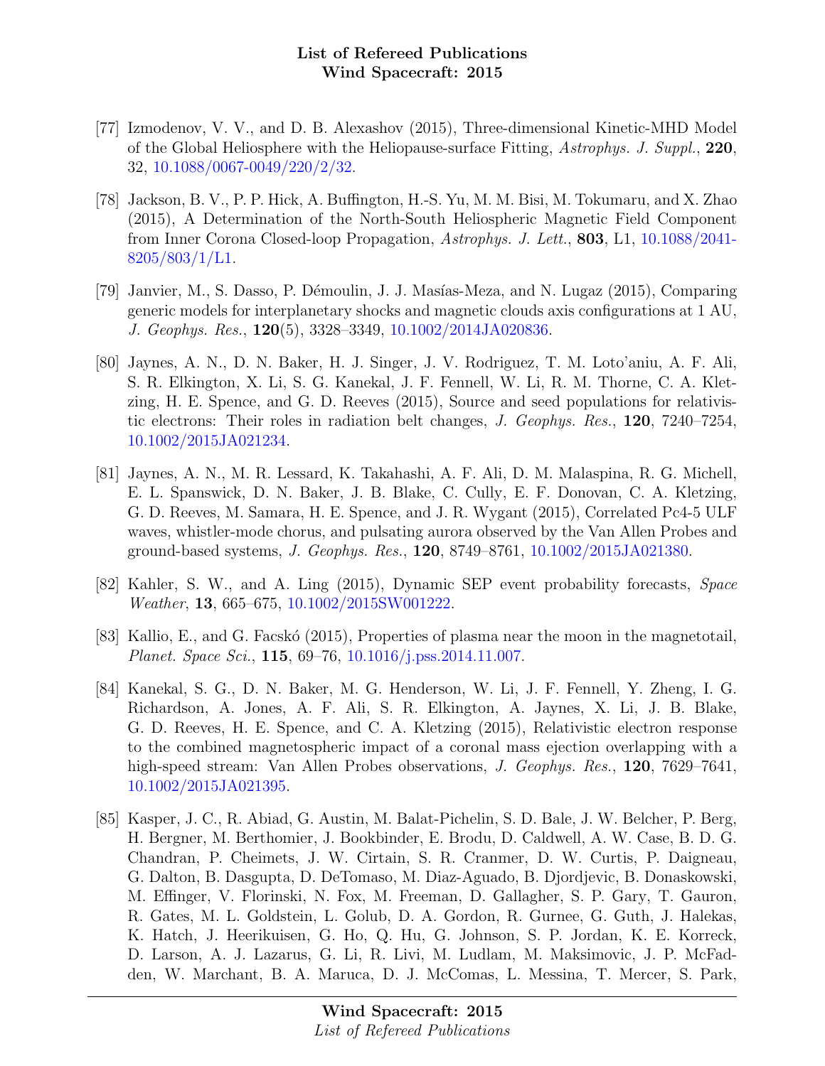[77] Izmodenov, V. V., and D. B. Alexashov (2015), Three-dimensional Kinetic-MHD Model of the Global Heliosphere with the Heliopause-surface Fitting, *Astrophys. J. Suppl.*, **220**, 32, 10.1088/0067-0049/220/2/32.

[78] Jackson, B. V., P. P. Hick, A. Buffington, H.-S. Yu, M. M. Bisi, M. Tokumaru, and X. Zhao (2015), A Determination of the North-South Heliospheric Magnetic Field Component from Inner Corona Closed-loop Propagation, *Astrophys. J. Lett.*, **803**, L1, 10.1088/2041-8205/803/1/L1.

[79] Janvier, M., S. Dasso, P. Démoulin, J. J. Masías-Meza, and N. Lugaz (2015), Comparing generic models for interplanetary shocks and magnetic clouds axis configurations at 1 AU, *J. Geophys. Res.*, **120**(5), 3328–3349, 10.1002/2014JA020836.

[80] Jaynes, A. N., D. N. Baker, H. J. Singer, J. V. Rodriguez, T. M. Loto'aniu, A. F. Ali, S. R. Elkington, X. Li, S. G. Kanekal, J. F. Fennell, W. Li, R. M. Thorne, C. A. Kletzing, H. E. Spence, and G. D. Reeves (2015), Source and seed populations for relativistic electrons: Their roles in radiation belt changes, *J. Geophys. Res.*, **120**, 7240–7254, 10.1002/2015JA021234.

[81] Jaynes, A. N., M. R. Lessard, K. Takahashi, A. F. Ali, D. M. Malaspina, R. G. Michell, E. L. Spanswick, D. N. Baker, J. B. Blake, C. Cully, E. F. Donovan, C. A. Kletzing, G. D. Reeves, M. Samara, H. E. Spence, and J. R. Wygant (2015), Correlated Pc4-5 ULF waves, whistler-mode chorus, and pulsating aurora observed by the Van Allen Probes and ground-based systems, *J. Geophys. Res.*, **120**, 8749–8761, 10.1002/2015JA021380.

[82] Kahler, S. W., and A. Ling (2015), Dynamic SEP event probability forecasts, *Space Weather*, **13**, 665–675, 10.1002/2015SW001222.

[83] Kallio, E., and G. Facskó (2015), Properties of plasma near the moon in the magnetotail, *Planet. Space Sci.*, **115**, 69–76, 10.1016/j.pss.2014.11.007.

[84] Kanekal, S. G., D. N. Baker, M. G. Henderson, W. Li, J. F. Fennell, Y. Zheng, I. G. Richardson, A. Jones, A. F. Ali, S. R. Elkington, A. Jaynes, X. Li, J. B. Blake, G. D. Reeves, H. E. Spence, and C. A. Kletzing (2015), Relativistic electron response to the combined magnetospheric impact of a coronal mass ejection overlapping with a high-speed stream: Van Allen Probes observations, *J. Geophys. Res.*, **120**, 7629–7641, 10.1002/2015JA021395.

[85] Kasper, J. C., R. Abiad, G. Austin, M. Balat-Pichelin, S. D. Bale, J. W. Belcher, P. Berg, H. Bergner, M. Berthomier, J. Bookbinder, E. Brodu, D. Caldwell, A. W. Case, B. D. G. Chandran, P. Cheimets, J. W. Cirtain, S. R. Cranmer, D. W. Curtis, P. Daigneau, G. Dalton, B. Dasgupta, D. DeTomaso, M. Diaz-Aguado, B. Djordjevic, B. Donaskowski, M. Effinger, V. Florinski, N. Fox, M. Freeman, D. Gallagher, S. P. Gary, T. Gauron, R. Gates, M. L. Goldstein, L. Golub, D. A. Gordon, R. Gurnee, G. Guth, J. Halekas, K. Hatch, J. Heerikuisen, G. Ho, Q. Hu, G. Johnson, S. P. Jordan, K. E. Korreck, D. Larson, A. J. Lazarus, G. Li, R. Livi, M. Ludlam, M. Maksimovic, J. P. McFadden, W. Marchant, B. A. Maruca, D. J. McComas, L. Messina, T. Mercer, S. Park,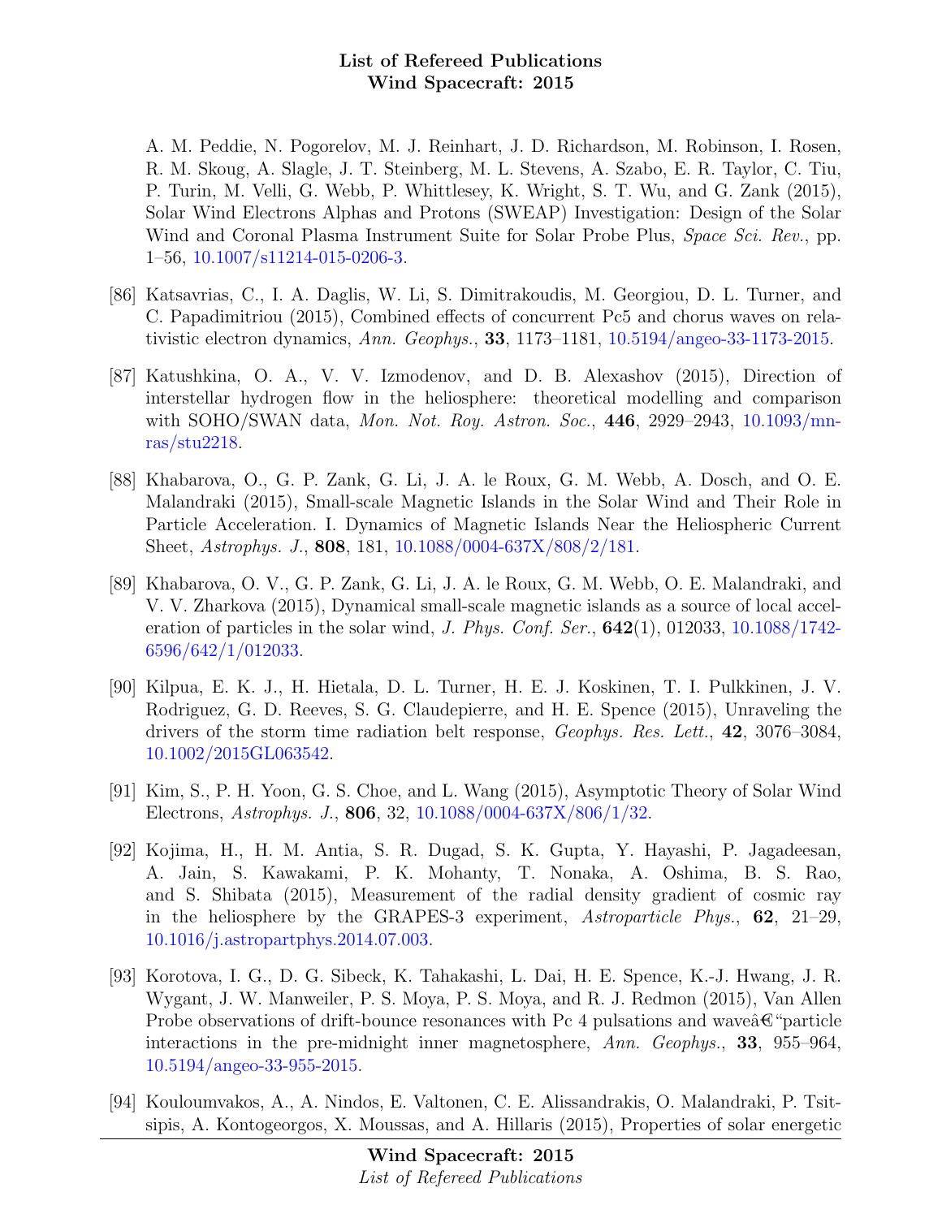A. M. Peddie, N. Pogorelov, M. J. Reinhart, J. D. Richardson, M. Robinson, I. Rosen, R. M. Skoug, A. Slagle, J. T. Steinberg, M. L. Stevens, A. Szabo, E. R. Taylor, C. Tiu, P. Turin, M. Velli, G. Webb, P. Whittlesey, K. Wright, S. T. Wu, and G. Zank (2015), Solar Wind Electrons Alphas and Protons (SWEAP) Investigation: Design of the Solar Wind and Coronal Plasma Instrument Suite for Solar Probe Plus, *Space Sci. Rev.*, pp. 1–56, 10.1007/s11214-015-0206-3.

[86] Katsavrias, C., I. A. Daglis, W. Li, S. Dimitrakoudis, M. Georgiou, D. L. Turner, and C. Papadimitriou (2015), Combined effects of concurrent Pc5 and chorus waves on relativistic electron dynamics, *Ann. Geophys.*, **33**, 1173–1181, 10.5194/angeo-33-1173-2015.

[87] Katushkina, O. A., V. V. Izmodenov, and D. B. Alexashov (2015), Direction of interstellar hydrogen flow in the heliosphere: theoretical modelling and comparison with SOHO/SWAN data, *Mon. Not. Roy. Astron. Soc.*, **446**, 2929–2943, 10.1093/mnras/stu2218.

[88] Khabarova, O., G. P. Zank, G. Li, J. A. le Roux, G. M. Webb, A. Dosch, and O. E. Malandraki (2015), Small-scale Magnetic Islands in the Solar Wind and Their Role in Particle Acceleration. I. Dynamics of Magnetic Islands Near the Heliospheric Current Sheet, *Astrophys. J.*, **808**, 181, 10.1088/0004-637X/808/2/181.

[89] Khabarova, O. V., G. P. Zank, G. Li, J. A. le Roux, G. M. Webb, O. E. Malandraki, and V. V. Zharkova (2015), Dynamical small-scale magnetic islands as a source of local acceleration of particles in the solar wind, *J. Phys. Conf. Ser.*, **642**(1), 012033, 10.1088/1742-6596/642/1/012033.

[90] Kilpua, E. K. J., H. Hietala, D. L. Turner, H. E. J. Koskinen, T. I. Pulkkinen, J. V. Rodriguez, G. D. Reeves, S. G. Claudepierre, and H. E. Spence (2015), Unraveling the drivers of the storm time radiation belt response, *Geophys. Res. Lett.*, **42**, 3076–3084, 10.1002/2015GL063542.

[91] Kim, S., P. H. Yoon, G. S. Choe, and L. Wang (2015), Asymptotic Theory of Solar Wind Electrons, *Astrophys. J.*, **806**, 32, 10.1088/0004-637X/806/1/32.

[92] Kojima, H., H. M. Antia, S. R. Dugad, S. K. Gupta, Y. Hayashi, P. Jagadeesan, A. Jain, S. Kawakami, P. K. Mohanty, T. Nonaka, A. Oshima, B. S. Rao, and S. Shibata (2015), Measurement of the radial density gradient of cosmic ray in the heliosphere by the GRAPES-3 experiment, *Astroparticle Phys.*, **62**, 21–29, 10.1016/j.astropartphys.2014.07.003.

[93] Korotova, I. G., D. G. Sibeck, K. Tahakashi, L. Dai, H. E. Spence, K.-J. Hwang, J. R. Wygant, J. W. Manweiler, P. S. Moya, P. S. Moya, and R. J. Redmon (2015), Van Allen Probe observations of drift-bounce resonances with Pc 4 pulsations and waveâ€“particle interactions in the pre-midnight inner magnetosphere, *Ann. Geophys.*, **33**, 955–964, 10.5194/angeo-33-955-2015.

[94] Kouloumvakos, A., A. Nindos, E. Valtonen, C. E. Alissandrakis, O. Malandraki, P. Tsitsipis, A. Kontogeorgos, X. Moussas, and A. Hillaris (2015), Properties of solar energetic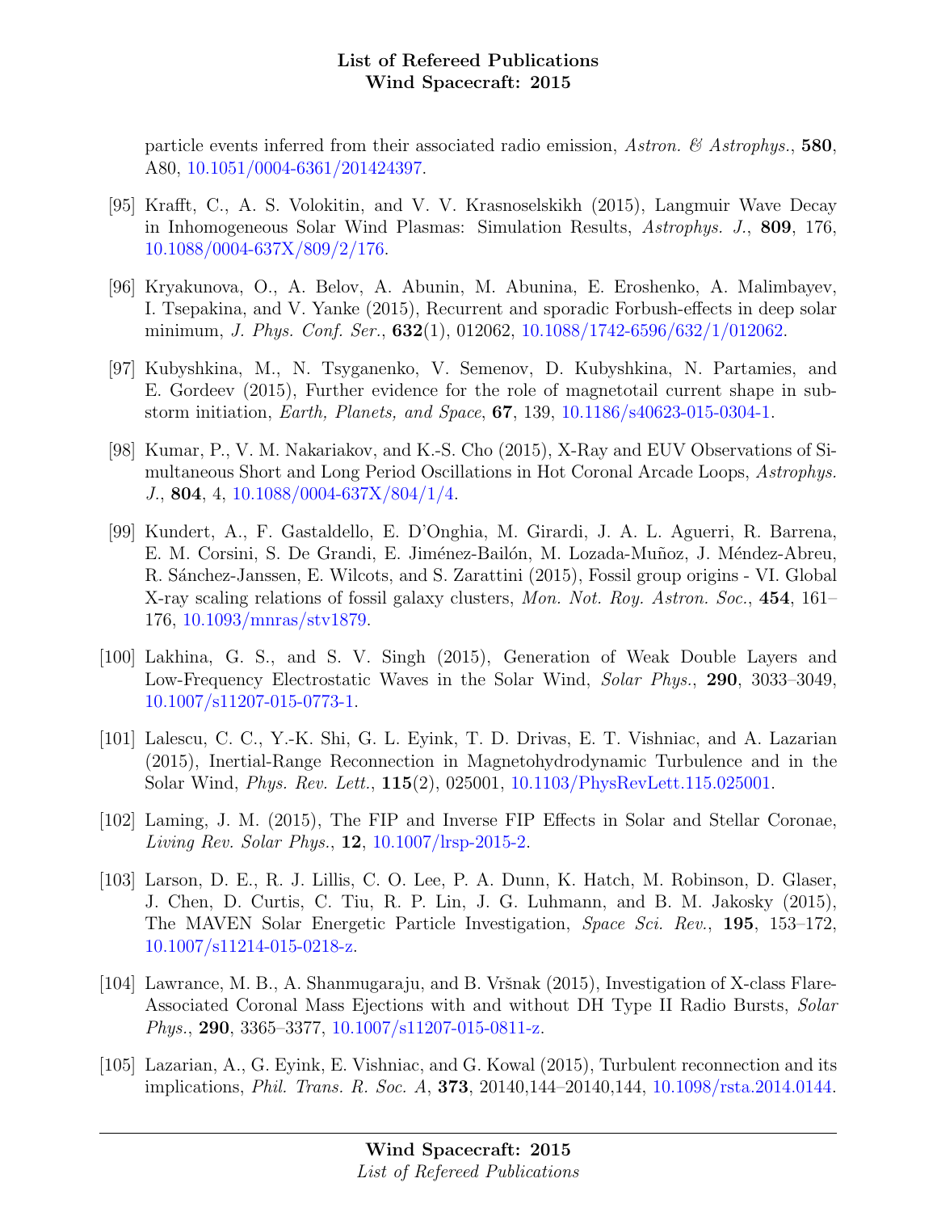particle events inferred from their associated radio emission, *Astron. & Astrophys.*, **580**, A80, 10.1051/0004-6361/201424397.

[95] Krafft, C., A. S. Volokitin, and V. V. Krasnoselskikh (2015), Langmuir Wave Decay in Inhomogeneous Solar Wind Plasmas: Simulation Results, *Astrophys. J.*, **809**, 176, 10.1088/0004-637X/809/2/176.

[96] Kryakunova, O., A. Belov, A. Abunin, M. Abunina, E. Eroshenko, A. Malimbayev, I. Tsepakina, and V. Yanke (2015), Recurrent and sporadic Forbush-effects in deep solar minimum, *J. Phys. Conf. Ser.*, **632**(1), 012062, 10.1088/1742-6596/632/1/012062.

[97] Kubyshkina, M., N. Tsyganenko, V. Semenov, D. Kubyshkina, N. Partamies, and E. Gordeev (2015), Further evidence for the role of magnetotail current shape in substorm initiation, *Earth, Planets, and Space*, **67**, 139, 10.1186/s40623-015-0304-1.

[98] Kumar, P., V. M. Nakariakov, and K.-S. Cho (2015), X-Ray and EUV Observations of Simultaneous Short and Long Period Oscillations in Hot Coronal Arcade Loops, *Astrophys. J.*, **804**, 4, 10.1088/0004-637X/804/1/4.

[99] Kundert, A., F. Gastaldello, E. D'Onghia, M. Girardi, J. A. L. Aguerri, R. Barrena, E. M. Corsini, S. De Grandi, E. Jiménez-Bailón, M. Lozada-Muñoz, J. Méndez-Abreu, R. Sánchez-Janssen, E. Wilcots, and S. Zarattini (2015), Fossil group origins - VI. Global X-ray scaling relations of fossil galaxy clusters, *Mon. Not. Roy. Astron. Soc.*, **454**, 161–176, 10.1093/mnras/stv1879.

[100] Lakhina, G. S., and S. V. Singh (2015), Generation of Weak Double Layers and Low-Frequency Electrostatic Waves in the Solar Wind, *Solar Phys.*, **290**, 3033–3049, 10.1007/s11207-015-0773-1.

[101] Lalescu, C. C., Y.-K. Shi, G. L. Eyink, T. D. Drivas, E. T. Vishniac, and A. Lazarian (2015), Inertial-Range Reconnection in Magnetohydrodynamic Turbulence and in the Solar Wind, *Phys. Rev. Lett.*, **115**(2), 025001, 10.1103/PhysRevLett.115.025001.

[102] Laming, J. M. (2015), The FIP and Inverse FIP Effects in Solar and Stellar Coronae, *Living Rev. Solar Phys.*, **12**, 10.1007/lrsp-2015-2.

[103] Larson, D. E., R. J. Lillis, C. O. Lee, P. A. Dunn, K. Hatch, M. Robinson, D. Glaser, J. Chen, D. Curtis, C. Tiu, R. P. Lin, J. G. Luhmann, and B. M. Jakosky (2015), The MAVEN Solar Energetic Particle Investigation, *Space Sci. Rev.*, **195**, 153–172, 10.1007/s11214-015-0218-z.

[104] Lawrance, M. B., A. Shanmugaraju, and B. Vršnak (2015), Investigation of X-class Flare-Associated Coronal Mass Ejections with and without DH Type II Radio Bursts, *Solar Phys.*, **290**, 3365–3377, 10.1007/s11207-015-0811-z.

[105] Lazarian, A., G. Eyink, E. Vishniac, and G. Kowal (2015), Turbulent reconnection and its implications, *Phil. Trans. R. Soc. A*, **373**, 20140,144–20140,144, 10.1098/rsta.2014.0144.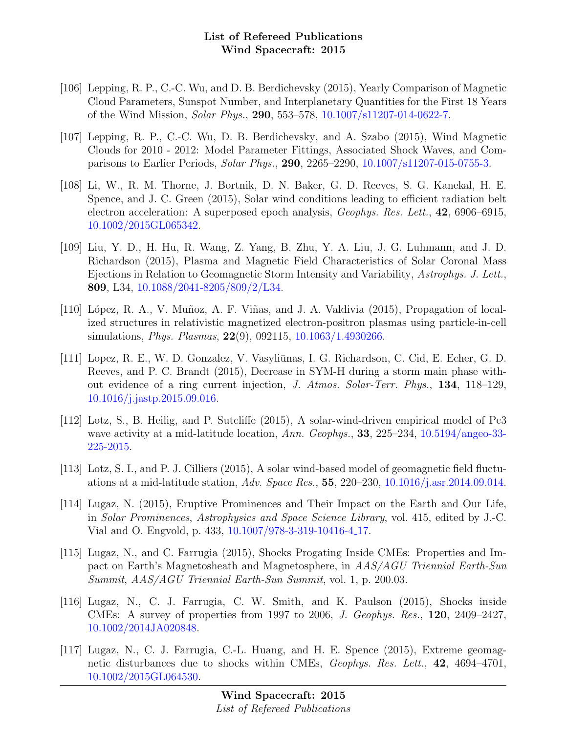[106] Lepping, R. P., C.-C. Wu, and D. B. Berdichevsky (2015), Yearly Comparison of Magnetic Cloud Parameters, Sunspot Number, and Interplanetary Quantities for the First 18 Years of the Wind Mission, *Solar Phys.*, **290**, 553–578, 10.1007/s11207-014-0622-7.

[107] Lepping, R. P., C.-C. Wu, D. B. Berdichevsky, and A. Szabo (2015), Wind Magnetic Clouds for 2010 - 2012: Model Parameter Fittings, Associated Shock Waves, and Comparisons to Earlier Periods, *Solar Phys.*, **290**, 2265–2290, 10.1007/s11207-015-0755-3.

[108] Li, W., R. M. Thorne, J. Bortnik, D. N. Baker, G. D. Reeves, S. G. Kanekal, H. E. Spence, and J. C. Green (2015), Solar wind conditions leading to efficient radiation belt electron acceleration: A superposed epoch analysis, *Geophys. Res. Lett.*, **42**, 6906–6915, 10.1002/2015GL065342.

[109] Liu, Y. D., H. Hu, R. Wang, Z. Yang, B. Zhu, Y. A. Liu, J. G. Luhmann, and J. D. Richardson (2015), Plasma and Magnetic Field Characteristics of Solar Coronal Mass Ejections in Relation to Geomagnetic Storm Intensity and Variability, *Astrophys. J. Lett.*, **809**, L34, 10.1088/2041-8205/809/2/L34.

[110] López, R. A., V. Muñoz, A. F. Viñas, and J. A. Valdivia (2015), Propagation of localized structures in relativistic magnetized electron-positron plasmas using particle-in-cell simulations, *Phys. Plasmas*, **22**(9), 092115, 10.1063/1.4930266.

[111] Lopez, R. E., W. D. Gonzalez, V. Vasyliūnas, I. G. Richardson, C. Cid, E. Echer, G. D. Reeves, and P. C. Brandt (2015), Decrease in SYM-H during a storm main phase without evidence of a ring current injection, *J. Atmos. Solar-Terr. Phys.*, **134**, 118–129, 10.1016/j.jastp.2015.09.016.

[112] Lotz, S., B. Heilig, and P. Sutcliffe (2015), A solar-wind-driven empirical model of Pc3 wave activity at a mid-latitude location, *Ann. Geophys.*, **33**, 225–234, 10.5194/angeo-33-225-2015.

[113] Lotz, S. I., and P. J. Cilliers (2015), A solar wind-based model of geomagnetic field fluctuations at a mid-latitude station, *Adv. Space Res.*, **55**, 220–230, 10.1016/j.asr.2014.09.014.

[114] Lugaz, N. (2015), Eruptive Prominences and Their Impact on the Earth and Our Life, in *Solar Prominences*, *Astrophysics and Space Science Library*, vol. 415, edited by J.-C. Vial and O. Engvold, p. 433, 10.1007/978-3-319-10416-4_17.

[115] Lugaz, N., and C. Farrugia (2015), Shocks Progating Inside CMEs: Properties and Impact on Earth's Magnetosheath and Magnetosphere, in *AAS/AGU Triennial Earth-Sun Summit*, *AAS/AGU Triennial Earth-Sun Summit*, vol. 1, p. 200.03.

[116] Lugaz, N., C. J. Farrugia, C. W. Smith, and K. Paulson (2015), Shocks inside CMEs: A survey of properties from 1997 to 2006, *J. Geophys. Res.*, **120**, 2409–2427, 10.1002/2014JA020848.

[117] Lugaz, N., C. J. Farrugia, C.-L. Huang, and H. E. Spence (2015), Extreme geomagnetic disturbances due to shocks within CMEs, *Geophys. Res. Lett.*, **42**, 4694–4701, 10.1002/2015GL064530.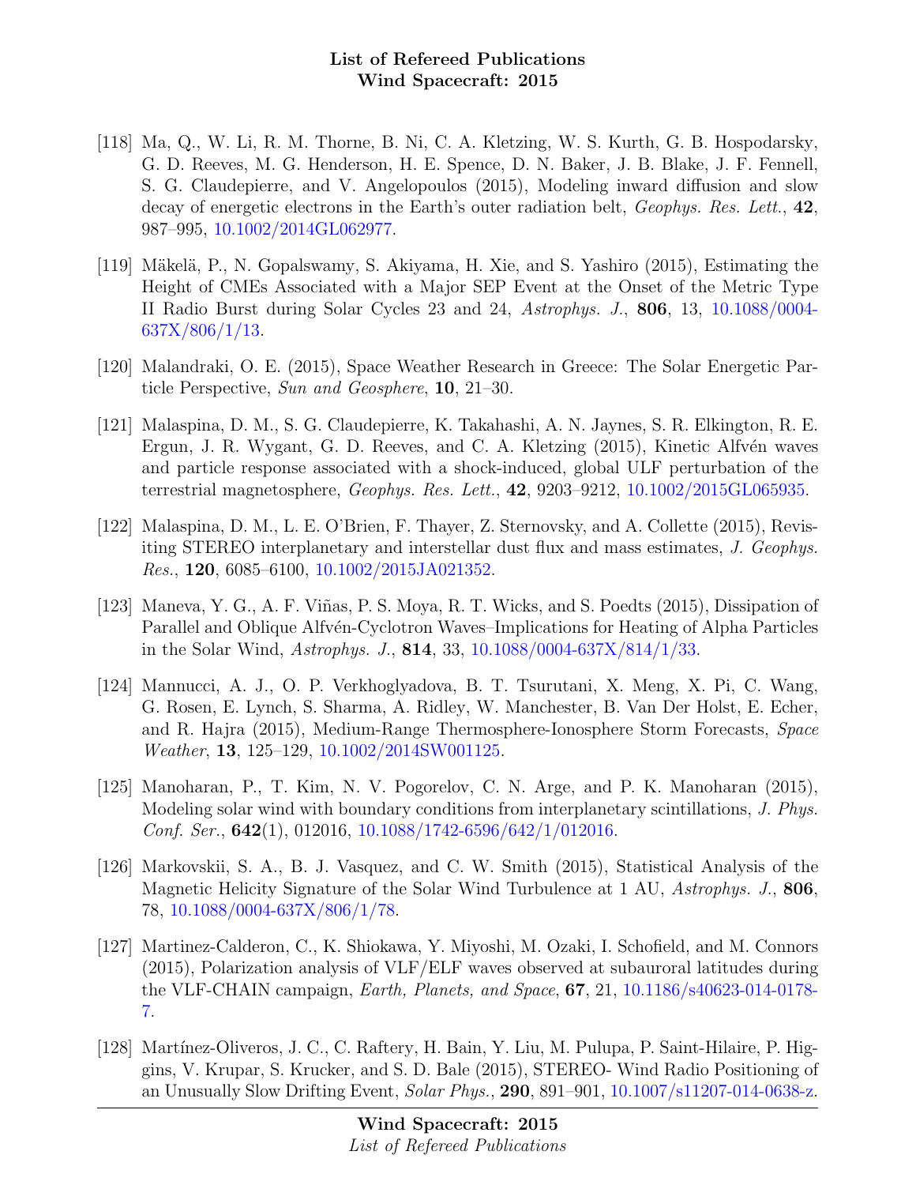[118] Ma, Q., W. Li, R. M. Thorne, B. Ni, C. A. Kletzing, W. S. Kurth, G. B. Hospodarsky, G. D. Reeves, M. G. Henderson, H. E. Spence, D. N. Baker, J. B. Blake, J. F. Fennell, S. G. Claudepierre, and V. Angelopoulos (2015), Modeling inward diffusion and slow decay of energetic electrons in the Earth's outer radiation belt, *Geophys. Res. Lett.*, **42**, 987–995, 10.1002/2014GL062977.

[119] Mäkelä, P., N. Gopalswamy, S. Akiyama, H. Xie, and S. Yashiro (2015), Estimating the Height of CMEs Associated with a Major SEP Event at the Onset of the Metric Type II Radio Burst during Solar Cycles 23 and 24, *Astrophys. J.*, **806**, 13, 10.1088/0004-637X/806/1/13.

[120] Malandraki, O. E. (2015), Space Weather Research in Greece: The Solar Energetic Particle Perspective, *Sun and Geosphere*, **10**, 21–30.

[121] Malaspina, D. M., S. G. Claudepierre, K. Takahashi, A. N. Jaynes, S. R. Elkington, R. E. Ergun, J. R. Wygant, G. D. Reeves, and C. A. Kletzing (2015), Kinetic Alfvén waves and particle response associated with a shock-induced, global ULF perturbation of the terrestrial magnetosphere, *Geophys. Res. Lett.*, **42**, 9203–9212, 10.1002/2015GL065935.

[122] Malaspina, D. M., L. E. O'Brien, F. Thayer, Z. Sternovsky, and A. Collette (2015), Revisiting STEREO interplanetary and interstellar dust flux and mass estimates, *J. Geophys. Res.*, **120**, 6085–6100, 10.1002/2015JA021352.

[123] Maneva, Y. G., A. F. Viñas, P. S. Moya, R. T. Wicks, and S. Poedts (2015), Dissipation of Parallel and Oblique Alfvén-Cyclotron Waves–Implications for Heating of Alpha Particles in the Solar Wind, *Astrophys. J.*, **814**, 33, 10.1088/0004-637X/814/1/33.

[124] Mannucci, A. J., O. P. Verkhoglyadova, B. T. Tsurutani, X. Meng, X. Pi, C. Wang, G. Rosen, E. Lynch, S. Sharma, A. Ridley, W. Manchester, B. Van Der Holst, E. Echer, and R. Hajra (2015), Medium-Range Thermosphere-Ionosphere Storm Forecasts, *Space Weather*, **13**, 125–129, 10.1002/2014SW001125.

[125] Manoharan, P., T. Kim, N. V. Pogorelov, C. N. Arge, and P. K. Manoharan (2015), Modeling solar wind with boundary conditions from interplanetary scintillations, *J. Phys. Conf. Ser.*, **642**(1), 012016, 10.1088/1742-6596/642/1/012016.

[126] Markovskii, S. A., B. J. Vasquez, and C. W. Smith (2015), Statistical Analysis of the Magnetic Helicity Signature of the Solar Wind Turbulence at 1 AU, *Astrophys. J.*, **806**, 78, 10.1088/0004-637X/806/1/78.

[127] Martinez-Calderon, C., K. Shiokawa, Y. Miyoshi, M. Ozaki, I. Schofield, and M. Connors (2015), Polarization analysis of VLF/ELF waves observed at subauroral latitudes during the VLF-CHAIN campaign, *Earth, Planets, and Space*, **67**, 21, 10.1186/s40623-014-0178-7.

[128] Martínez-Oliveros, J. C., C. Raftery, H. Bain, Y. Liu, M. Pulupa, P. Saint-Hilaire, P. Higgins, V. Krupar, S. Krucker, and S. D. Bale (2015), STEREO- Wind Radio Positioning of an Unusually Slow Drifting Event, *Solar Phys.*, **290**, 891–901, 10.1007/s11207-014-0638-z.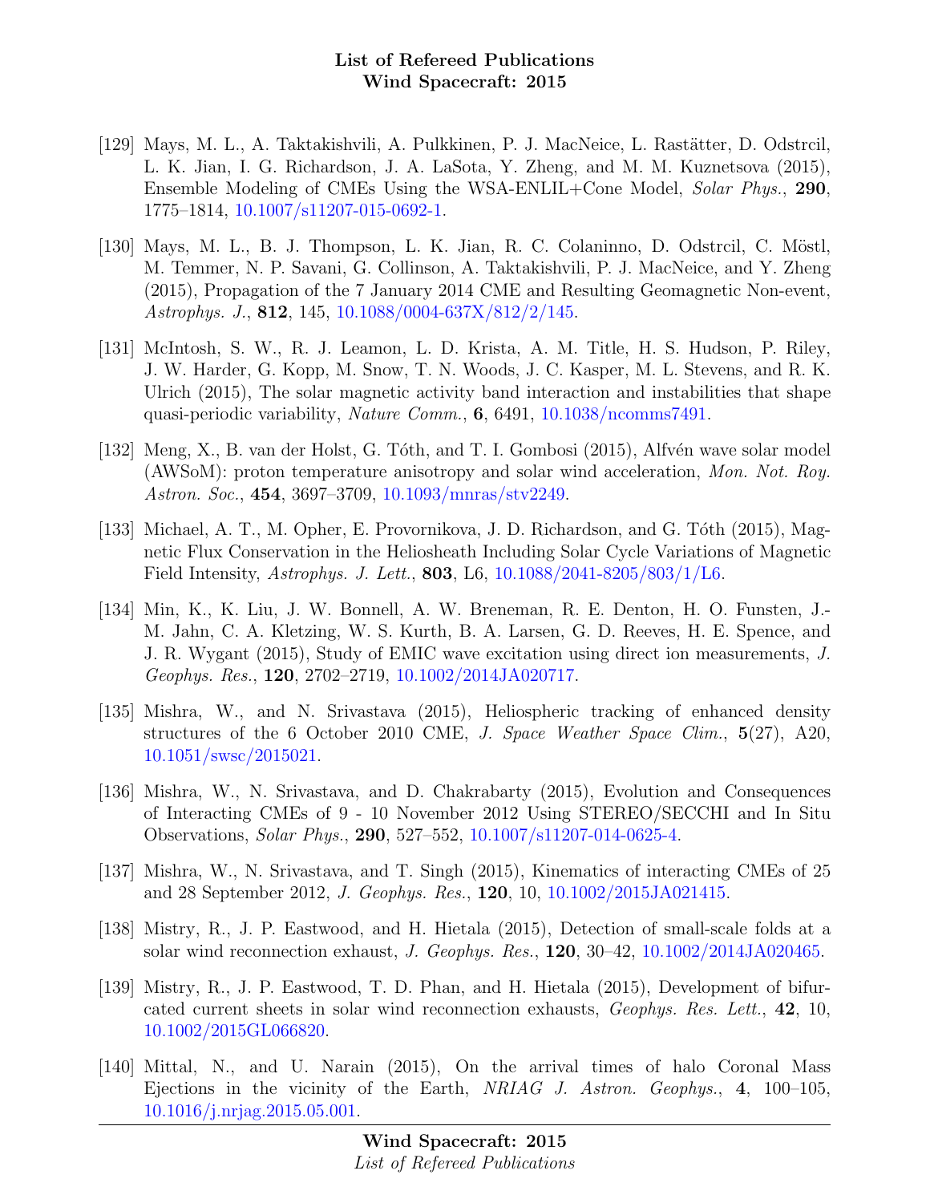[129] Mays, M. L., A. Taktakishvili, A. Pulkkinen, P. J. MacNeice, L. Rastätter, D. Odstrcil, L. K. Jian, I. G. Richardson, J. A. LaSota, Y. Zheng, and M. M. Kuznetsova (2015), Ensemble Modeling of CMEs Using the WSA-ENLIL+Cone Model, *Solar Phys.*, **290**, 1775–1814, 10.1007/s11207-015-0692-1.

[130] Mays, M. L., B. J. Thompson, L. K. Jian, R. C. Colaninno, D. Odstrcil, C. Möstl, M. Temmer, N. P. Savani, G. Collinson, A. Taktakishvili, P. J. MacNeice, and Y. Zheng (2015), Propagation of the 7 January 2014 CME and Resulting Geomagnetic Non-event, *Astrophys. J.*, **812**, 145, 10.1088/0004-637X/812/2/145.

[131] McIntosh, S. W., R. J. Leamon, L. D. Krista, A. M. Title, H. S. Hudson, P. Riley, J. W. Harder, G. Kopp, M. Snow, T. N. Woods, J. C. Kasper, M. L. Stevens, and R. K. Ulrich (2015), The solar magnetic activity band interaction and instabilities that shape quasi-periodic variability, *Nature Comm.*, **6**, 6491, 10.1038/ncomms7491.

[132] Meng, X., B. van der Holst, G. Tóth, and T. I. Gombosi (2015), Alfvén wave solar model (AWSoM): proton temperature anisotropy and solar wind acceleration, *Mon. Not. Roy. Astron. Soc.*, **454**, 3697–3709, 10.1093/mnras/stv2249.

[133] Michael, A. T., M. Opher, E. Provornikova, J. D. Richardson, and G. Tóth (2015), Magnetic Flux Conservation in the Heliosheath Including Solar Cycle Variations of Magnetic Field Intensity, *Astrophys. J. Lett.*, **803**, L6, 10.1088/2041-8205/803/1/L6.

[134] Min, K., K. Liu, J. W. Bonnell, A. W. Breneman, R. E. Denton, H. O. Funsten, J.-M. Jahn, C. A. Kletzing, W. S. Kurth, B. A. Larsen, G. D. Reeves, H. E. Spence, and J. R. Wygant (2015), Study of EMIC wave excitation using direct ion measurements, *J. Geophys. Res.*, **120**, 2702–2719, 10.1002/2014JA020717.

[135] Mishra, W., and N. Srivastava (2015), Heliospheric tracking of enhanced density structures of the 6 October 2010 CME, *J. Space Weather Space Clim.*, **5**(27), A20, 10.1051/swsc/2015021.

[136] Mishra, W., N. Srivastava, and D. Chakrabarty (2015), Evolution and Consequences of Interacting CMEs of 9 - 10 November 2012 Using STEREO/SECCHI and In Situ Observations, *Solar Phys.*, **290**, 527–552, 10.1007/s11207-014-0625-4.

[137] Mishra, W., N. Srivastava, and T. Singh (2015), Kinematics of interacting CMEs of 25 and 28 September 2012, *J. Geophys. Res.*, **120**, 10, 10.1002/2015JA021415.

[138] Mistry, R., J. P. Eastwood, and H. Hietala (2015), Detection of small-scale folds at a solar wind reconnection exhaust, *J. Geophys. Res.*, **120**, 30–42, 10.1002/2014JA020465.

[139] Mistry, R., J. P. Eastwood, T. D. Phan, and H. Hietala (2015), Development of bifurcated current sheets in solar wind reconnection exhausts, *Geophys. Res. Lett.*, **42**, 10, 10.1002/2015GL066820.

[140] Mittal, N., and U. Narain (2015), On the arrival times of halo Coronal Mass Ejections in the vicinity of the Earth, *NRIAG J. Astron. Geophys.*, **4**, 100–105, 10.1016/j.nrjag.2015.05.001.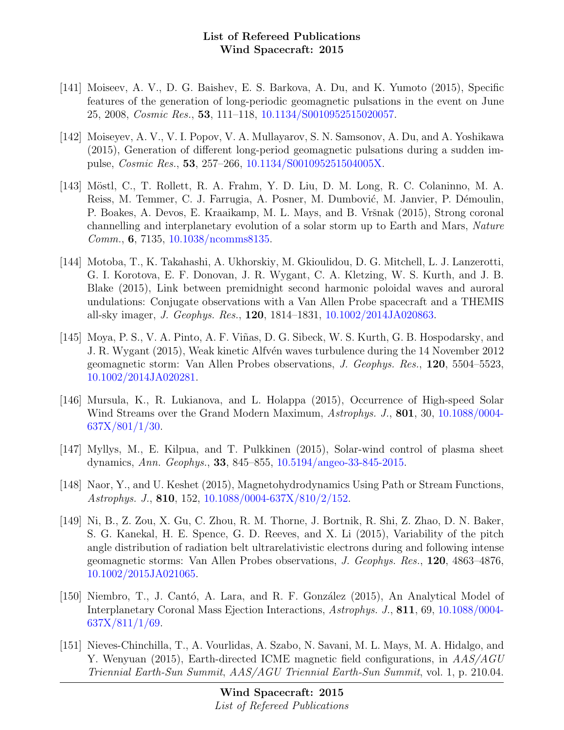[141] Moiseev, A. V., D. G. Baishev, E. S. Barkova, A. Du, and K. Yumoto (2015), Specific features of the generation of long-periodic geomagnetic pulsations in the event on June 25, 2008, *Cosmic Res.*, **53**, 111–118, 10.1134/S0010952515020057.

[142] Moiseyev, A. V., V. I. Popov, V. A. Mullayarov, S. N. Samsonov, A. Du, and A. Yoshikawa (2015), Generation of different long-period geomagnetic pulsations during a sudden impulse, *Cosmic Res.*, **53**, 257–266, 10.1134/S001095251504005X.

[143] Möstl, C., T. Rollett, R. A. Frahm, Y. D. Liu, D. M. Long, R. C. Colaninno, M. A. Reiss, M. Temmer, C. J. Farrugia, A. Posner, M. Dumbović, M. Janvier, P. Démoulin, P. Boakes, A. Devos, E. Kraaikamp, M. L. Mays, and B. Vršnak (2015), Strong coronal channelling and interplanetary evolution of a solar storm up to Earth and Mars, *Nature Comm.*, **6**, 7135, 10.1038/ncomms8135.

[144] Motoba, T., K. Takahashi, A. Ukhorskiy, M. Gkioulidou, D. G. Mitchell, L. J. Lanzerotti, G. I. Korotova, E. F. Donovan, J. R. Wygant, C. A. Kletzing, W. S. Kurth, and J. B. Blake (2015), Link between premidnight second harmonic poloidal waves and auroral undulations: Conjugate observations with a Van Allen Probe spacecraft and a THEMIS all-sky imager, *J. Geophys. Res.*, **120**, 1814–1831, 10.1002/2014JA020863.

[145] Moya, P. S., V. A. Pinto, A. F. Viñas, D. G. Sibeck, W. S. Kurth, G. B. Hospodarsky, and J. R. Wygant (2015), Weak kinetic Alfvén waves turbulence during the 14 November 2012 geomagnetic storm: Van Allen Probes observations, *J. Geophys. Res.*, **120**, 5504–5523, 10.1002/2014JA020281.

[146] Mursula, K., R. Lukianova, and L. Holappa (2015), Occurrence of High-speed Solar Wind Streams over the Grand Modern Maximum, *Astrophys. J.*, **801**, 30, 10.1088/0004-637X/801/1/30.

[147] Myllys, M., E. Kilpua, and T. Pulkkinen (2015), Solar-wind control of plasma sheet dynamics, *Ann. Geophys.*, **33**, 845–855, 10.5194/angeo-33-845-2015.

[148] Naor, Y., and U. Keshet (2015), Magnetohydrodynamics Using Path or Stream Functions, *Astrophys. J.*, **810**, 152, 10.1088/0004-637X/810/2/152.

[149] Ni, B., Z. Zou, X. Gu, C. Zhou, R. M. Thorne, J. Bortnik, R. Shi, Z. Zhao, D. N. Baker, S. G. Kanekal, H. E. Spence, G. D. Reeves, and X. Li (2015), Variability of the pitch angle distribution of radiation belt ultrarelativistic electrons during and following intense geomagnetic storms: Van Allen Probes observations, *J. Geophys. Res.*, **120**, 4863–4876, 10.1002/2015JA021065.

[150] Niembro, T., J. Cantó, A. Lara, and R. F. González (2015), An Analytical Model of Interplanetary Coronal Mass Ejection Interactions, *Astrophys. J.*, **811**, 69, 10.1088/0004-637X/811/1/69.

[151] Nieves-Chinchilla, T., A. Vourlidas, A. Szabo, N. Savani, M. L. Mays, M. A. Hidalgo, and Y. Wenyuan (2015), Earth-directed ICME magnetic field configurations, in *AAS/AGU Triennial Earth-Sun Summit*, *AAS/AGU Triennial Earth-Sun Summit*, vol. 1, p. 210.04.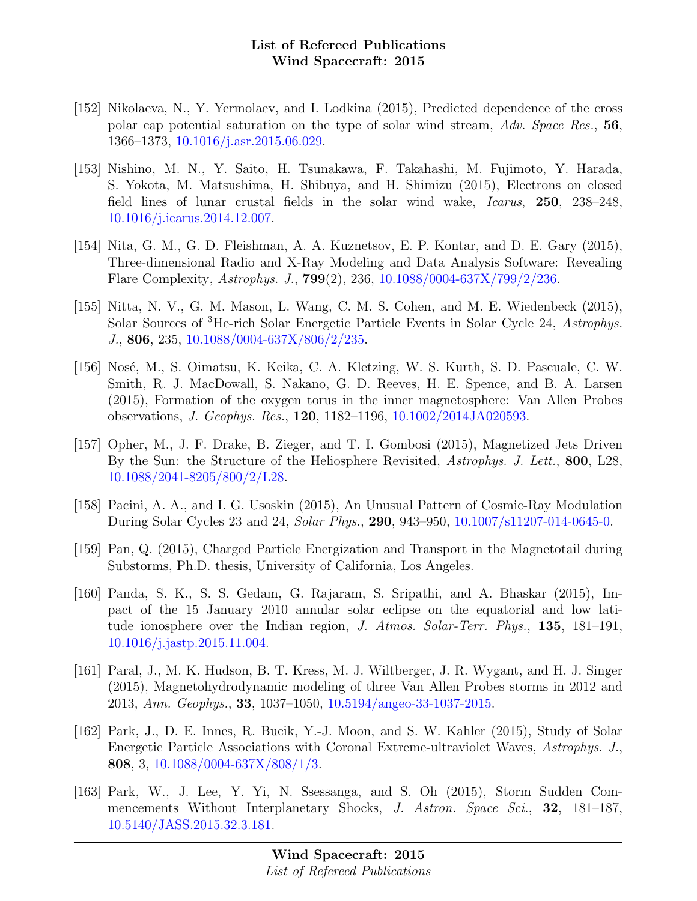[152] Nikolaeva, N., Y. Yermolaev, and I. Lodkina (2015), Predicted dependence of the cross polar cap potential saturation on the type of solar wind stream, *Adv. Space Res.*, **56**, 1366–1373, 10.1016/j.asr.2015.06.029.

[153] Nishino, M. N., Y. Saito, H. Tsunakawa, F. Takahashi, M. Fujimoto, Y. Harada, S. Yokota, M. Matsushima, H. Shibuya, and H. Shimizu (2015), Electrons on closed field lines of lunar crustal fields in the solar wind wake, *Icarus*, **250**, 238–248, 10.1016/j.icarus.2014.12.007.

[154] Nita, G. M., G. D. Fleishman, A. A. Kuznetsov, E. P. Kontar, and D. E. Gary (2015), Three-dimensional Radio and X-Ray Modeling and Data Analysis Software: Revealing Flare Complexity, *Astrophys. J.*, **799**(2), 236, 10.1088/0004-637X/799/2/236.

[155] Nitta, N. V., G. M. Mason, L. Wang, C. M. S. Cohen, and M. E. Wiedenbeck (2015), Solar Sources of $^3$He-rich Solar Energetic Particle Events in Solar Cycle 24, *Astrophys. J.*, **806**, 235, 10.1088/0004-637X/806/2/235.

[156] Nosé, M., S. Oimatsu, K. Keika, C. A. Kletzing, W. S. Kurth, S. D. Pascuale, C. W. Smith, R. J. MacDowall, S. Nakano, G. D. Reeves, H. E. Spence, and B. A. Larsen (2015), Formation of the oxygen torus in the inner magnetosphere: Van Allen Probes observations, *J. Geophys. Res.*, **120**, 1182–1196, 10.1002/2014JA020593.

[157] Opher, M., J. F. Drake, B. Zieger, and T. I. Gombosi (2015), Magnetized Jets Driven By the Sun: the Structure of the Heliosphere Revisited, *Astrophys. J. Lett.*, **800**, L28, 10.1088/2041-8205/800/2/L28.

[158] Pacini, A. A., and I. G. Usoskin (2015), An Unusual Pattern of Cosmic-Ray Modulation During Solar Cycles 23 and 24, *Solar Phys.*, **290**, 943–950, 10.1007/s11207-014-0645-0.

[159] Pan, Q. (2015), Charged Particle Energization and Transport in the Magnetotail during Substorms, Ph.D. thesis, University of California, Los Angeles.

[160] Panda, S. K., S. S. Gedam, G. Rajaram, S. Sripathi, and A. Bhaskar (2015), Impact of the 15 January 2010 annular solar eclipse on the equatorial and low latitude ionosphere over the Indian region, *J. Atmos. Solar-Terr. Phys.*, **135**, 181–191, 10.1016/j.jastp.2015.11.004.

[161] Paral, J., M. K. Hudson, B. T. Kress, M. J. Wiltberger, J. R. Wygant, and H. J. Singer (2015), Magnetohydrodynamic modeling of three Van Allen Probes storms in 2012 and 2013, *Ann. Geophys.*, **33**, 1037–1050, 10.5194/angeo-33-1037-2015.

[162] Park, J., D. E. Innes, R. Bucik, Y.-J. Moon, and S. W. Kahler (2015), Study of Solar Energetic Particle Associations with Coronal Extreme-ultraviolet Waves, *Astrophys. J.*, **808**, 3, 10.1088/0004-637X/808/1/3.

[163] Park, W., J. Lee, Y. Yi, N. Ssessanga, and S. Oh (2015), Storm Sudden Commencements Without Interplanetary Shocks, *J. Astron. Space Sci.*, **32**, 181–187, 10.5140/JASS.2015.32.3.181.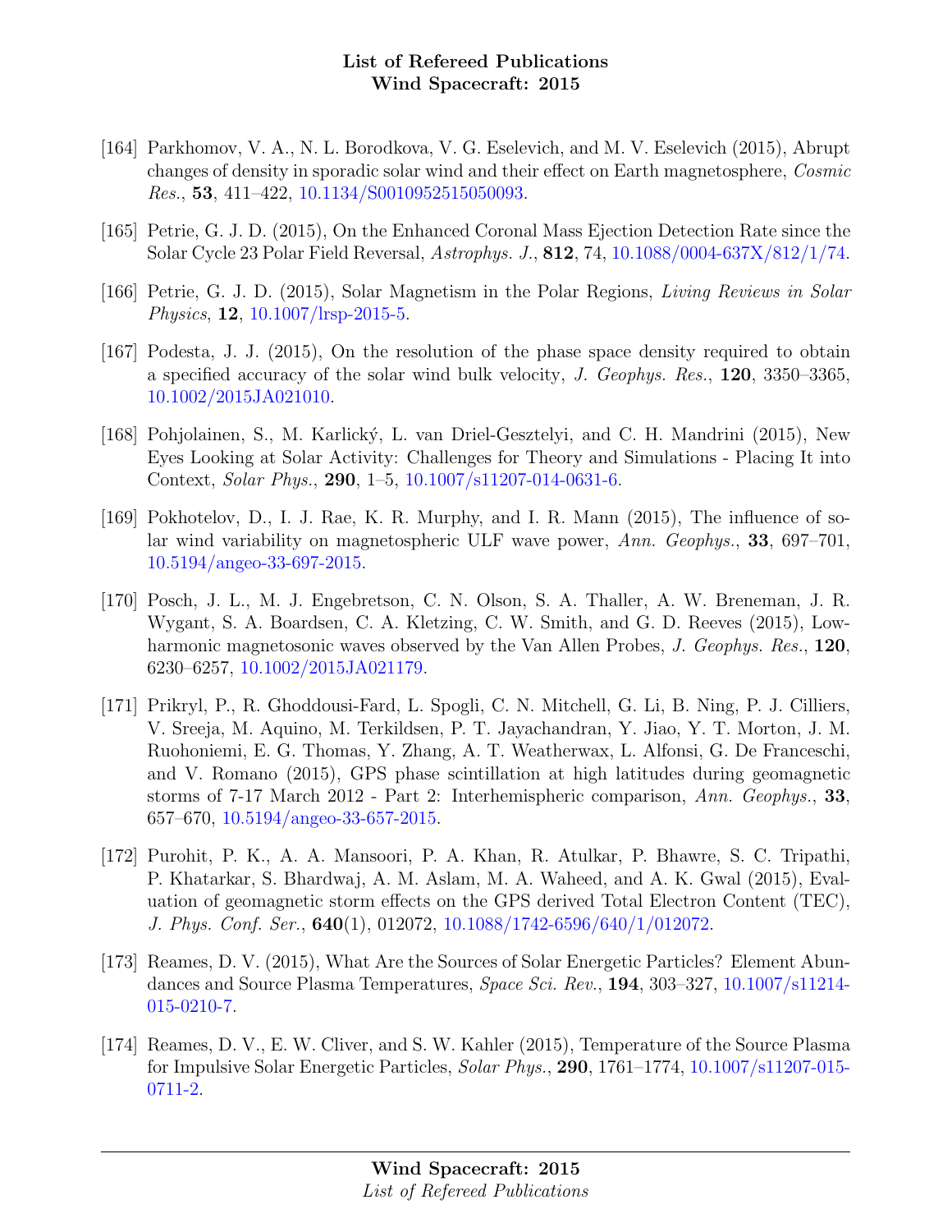[164] Parkhomov, V. A., N. L. Borodkova, V. G. Eselevich, and M. V. Eselevich (2015), Abrupt changes of density in sporadic solar wind and their effect on Earth magnetosphere, *Cosmic Res.*, **53**, 411–422, 10.1134/S0010952515050093.

[165] Petrie, G. J. D. (2015), On the Enhanced Coronal Mass Ejection Detection Rate since the Solar Cycle 23 Polar Field Reversal, *Astrophys. J.*, **812**, 74, 10.1088/0004-637X/812/1/74.

[166] Petrie, G. J. D. (2015), Solar Magnetism in the Polar Regions, *Living Reviews in Solar Physics*, **12**, 10.1007/lrsp-2015-5.

[167] Podesta, J. J. (2015), On the resolution of the phase space density required to obtain a specified accuracy of the solar wind bulk velocity, *J. Geophys. Res.*, **120**, 3350–3365, 10.1002/2015JA021010.

[168] Pohjolainen, S., M. Karlický, L. van Driel-Gesztelyi, and C. H. Mandrini (2015), New Eyes Looking at Solar Activity: Challenges for Theory and Simulations - Placing It into Context, *Solar Phys.*, **290**, 1–5, 10.1007/s11207-014-0631-6.

[169] Pokhotelov, D., I. J. Rae, K. R. Murphy, and I. R. Mann (2015), The influence of solar wind variability on magnetospheric ULF wave power, *Ann. Geophys.*, **33**, 697–701, 10.5194/angeo-33-697-2015.

[170] Posch, J. L., M. J. Engebretson, C. N. Olson, S. A. Thaller, A. W. Breneman, J. R. Wygant, S. A. Boardsen, C. A. Kletzing, C. W. Smith, and G. D. Reeves (2015), Low-harmonic magnetosonic waves observed by the Van Allen Probes, *J. Geophys. Res.*, **120**, 6230–6257, 10.1002/2015JA021179.

[171] Prikryl, P., R. Ghoddousi-Fard, L. Spogli, C. N. Mitchell, G. Li, B. Ning, P. J. Cilliers, V. Sreeja, M. Aquino, M. Terkildsen, P. T. Jayachandran, Y. Jiao, Y. T. Morton, J. M. Ruohoniemi, E. G. Thomas, Y. Zhang, A. T. Weatherwax, L. Alfonsi, G. De Franceschi, and V. Romano (2015), GPS phase scintillation at high latitudes during geomagnetic storms of 7-17 March 2012 - Part 2: Interhemispheric comparison, *Ann. Geophys.*, **33**, 657–670, 10.5194/angeo-33-657-2015.

[172] Purohit, P. K., A. A. Mansoori, P. A. Khan, R. Atulkar, P. Bhawre, S. C. Tripathi, P. Khatarkar, S. Bhardwaj, A. M. Aslam, M. A. Waheed, and A. K. Gwal (2015), Evaluation of geomagnetic storm effects on the GPS derived Total Electron Content (TEC), *J. Phys. Conf. Ser.*, **640**(1), 012072, 10.1088/1742-6596/640/1/012072.

[173] Reames, D. V. (2015), What Are the Sources of Solar Energetic Particles? Element Abundances and Source Plasma Temperatures, *Space Sci. Rev.*, **194**, 303–327, 10.1007/s11214-015-0210-7.

[174] Reames, D. V., E. W. Cliver, and S. W. Kahler (2015), Temperature of the Source Plasma for Impulsive Solar Energetic Particles, *Solar Phys.*, **290**, 1761–1774, 10.1007/s11207-015-0711-2.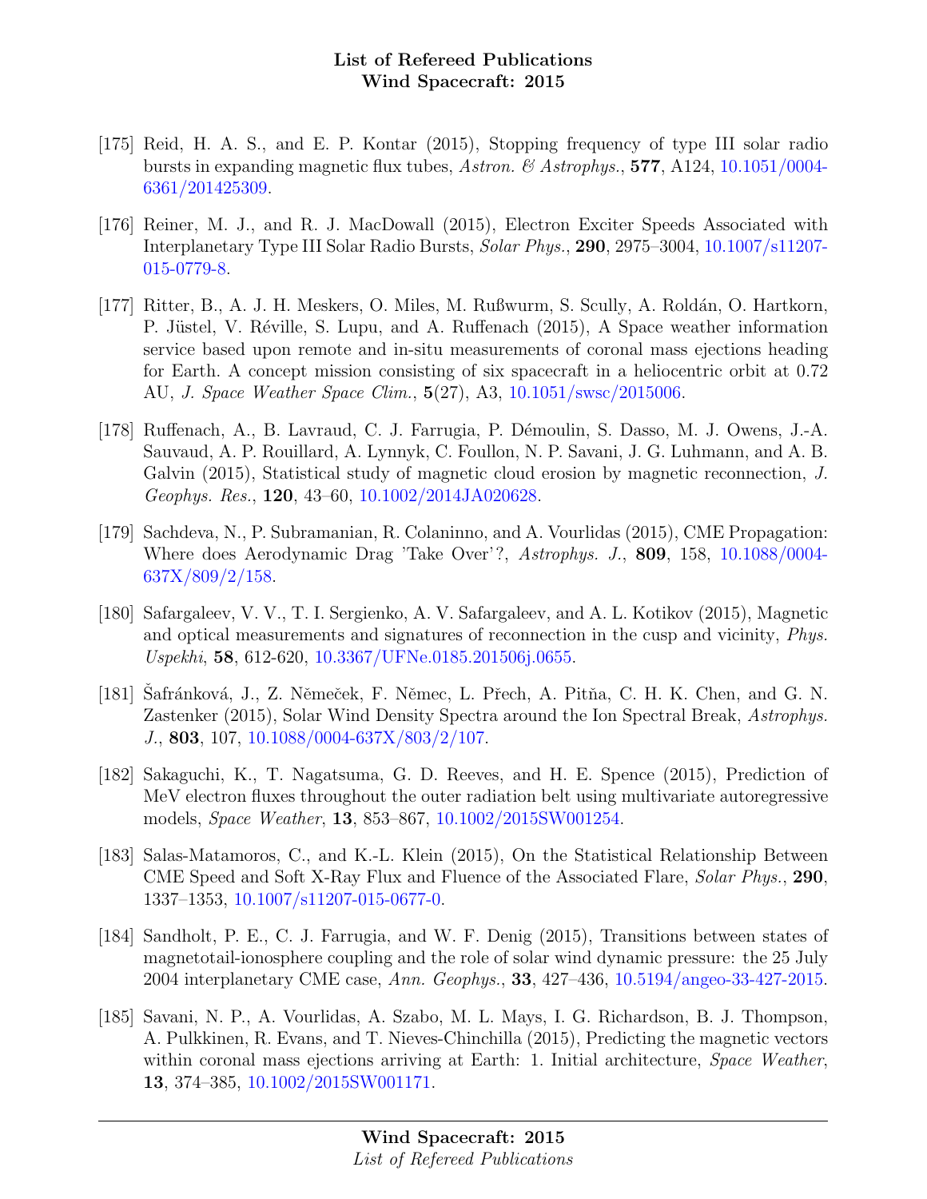[175] Reid, H. A. S., and E. P. Kontar (2015), Stopping frequency of type III solar radio bursts in expanding magnetic flux tubes, *Astron. & Astrophys.*, **577**, A124, 10.1051/0004-6361/201425309.

[176] Reiner, M. J., and R. J. MacDowall (2015), Electron Exciter Speeds Associated with Interplanetary Type III Solar Radio Bursts, *Solar Phys.*, **290**, 2975–3004, 10.1007/s11207-015-0779-8.

[177] Ritter, B., A. J. H. Meskers, O. Miles, M. Rußwurm, S. Scully, A. Roldán, O. Hartkorn, P. Jüstel, V. Réville, S. Lupu, and A. Ruffenach (2015), A Space weather information service based upon remote and in-situ measurements of coronal mass ejections heading for Earth. A concept mission consisting of six spacecraft in a heliocentric orbit at 0.72 AU, *J. Space Weather Space Clim.*, **5**(27), A3, 10.1051/swsc/2015006.

[178] Ruffenach, A., B. Lavraud, C. J. Farrugia, P. Démoulin, S. Dasso, M. J. Owens, J.-A. Sauvaud, A. P. Rouillard, A. Lynnyk, C. Foullon, N. P. Savani, J. G. Luhmann, and A. B. Galvin (2015), Statistical study of magnetic cloud erosion by magnetic reconnection, *J. Geophys. Res.*, **120**, 43–60, 10.1002/2014JA020628.

[179] Sachdeva, N., P. Subramanian, R. Colaninno, and A. Vourlidas (2015), CME Propagation: Where does Aerodynamic Drag 'Take Over'?, *Astrophys. J.*, **809**, 158, 10.1088/0004-637X/809/2/158.

[180] Safargaleev, V. V., T. I. Sergienko, A. V. Safargaleev, and A. L. Kotikov (2015), Magnetic and optical measurements and signatures of reconnection in the cusp and vicinity, *Phys. Uspekhi*, **58**, 612-620, 10.3367/UFNe.0185.201506j.0655.

[181] Šafránková, J., Z. Němeček, F. Němec, L. Přech, A. Pitňa, C. H. K. Chen, and G. N. Zastenker (2015), Solar Wind Density Spectra around the Ion Spectral Break, *Astrophys. J.*, **803**, 107, 10.1088/0004-637X/803/2/107.

[182] Sakaguchi, K., T. Nagatsuma, G. D. Reeves, and H. E. Spence (2015), Prediction of MeV electron fluxes throughout the outer radiation belt using multivariate autoregressive models, *Space Weather*, **13**, 853–867, 10.1002/2015SW001254.

[183] Salas-Matamoros, C., and K.-L. Klein (2015), On the Statistical Relationship Between CME Speed and Soft X-Ray Flux and Fluence of the Associated Flare, *Solar Phys.*, **290**, 1337–1353, 10.1007/s11207-015-0677-0.

[184] Sandholt, P. E., C. J. Farrugia, and W. F. Denig (2015), Transitions between states of magnetotail-ionosphere coupling and the role of solar wind dynamic pressure: the 25 July 2004 interplanetary CME case, *Ann. Geophys.*, **33**, 427–436, 10.5194/angeo-33-427-2015.

[185] Savani, N. P., A. Vourlidas, A. Szabo, M. L. Mays, I. G. Richardson, B. J. Thompson, A. Pulkkinen, R. Evans, and T. Nieves-Chinchilla (2015), Predicting the magnetic vectors within coronal mass ejections arriving at Earth: 1. Initial architecture, *Space Weather*, **13**, 374–385, 10.1002/2015SW001171.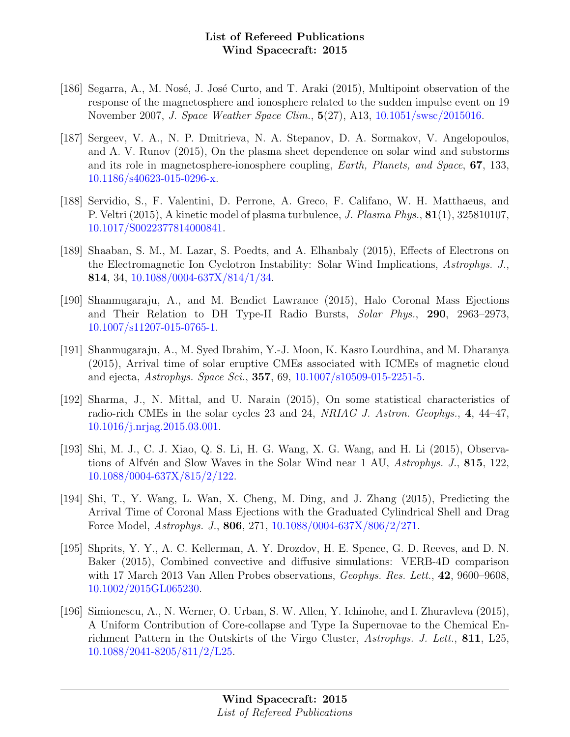[186] Segarra, A., M. Nosé, J. José Curto, and T. Araki (2015), Multipoint observation of the response of the magnetosphere and ionosphere related to the sudden impulse event on 19 November 2007, *J. Space Weather Space Clim.*, **5**(27), A13, 10.1051/swsc/2015016.

[187] Sergeev, V. A., N. P. Dmitrieva, N. A. Stepanov, D. A. Sormakov, V. Angelopoulos, and A. V. Runov (2015), On the plasma sheet dependence on solar wind and substorms and its role in magnetosphere-ionosphere coupling, *Earth, Planets, and Space*, **67**, 133, 10.1186/s40623-015-0296-x.

[188] Servidio, S., F. Valentini, D. Perrone, A. Greco, F. Califano, W. H. Matthaeus, and P. Veltri (2015), A kinetic model of plasma turbulence, *J. Plasma Phys.*, **81**(1), 325810107, 10.1017/S0022377814000841.

[189] Shaaban, S. M., M. Lazar, S. Poedts, and A. Elhanbaly (2015), Effects of Electrons on the Electromagnetic Ion Cyclotron Instability: Solar Wind Implications, *Astrophys. J.*, **814**, 34, 10.1088/0004-637X/814/1/34.

[190] Shanmugaraju, A., and M. Bendict Lawrance (2015), Halo Coronal Mass Ejections and Their Relation to DH Type-II Radio Bursts, *Solar Phys.*, **290**, 2963–2973, 10.1007/s11207-015-0765-1.

[191] Shanmugaraju, A., M. Syed Ibrahim, Y.-J. Moon, K. Kasro Lourdhina, and M. Dharanya (2015), Arrival time of solar eruptive CMEs associated with ICMEs of magnetic cloud and ejecta, *Astrophys. Space Sci.*, **357**, 69, 10.1007/s10509-015-2251-5.

[192] Sharma, J., N. Mittal, and U. Narain (2015), On some statistical characteristics of radio-rich CMEs in the solar cycles 23 and 24, *NRIAG J. Astron. Geophys.*, **4**, 44–47, 10.1016/j.nrjag.2015.03.001.

[193] Shi, M. J., C. J. Xiao, Q. S. Li, H. G. Wang, X. G. Wang, and H. Li (2015), Observations of Alfvén and Slow Waves in the Solar Wind near 1 AU, *Astrophys. J.*, **815**, 122, 10.1088/0004-637X/815/2/122.

[194] Shi, T., Y. Wang, L. Wan, X. Cheng, M. Ding, and J. Zhang (2015), Predicting the Arrival Time of Coronal Mass Ejections with the Graduated Cylindrical Shell and Drag Force Model, *Astrophys. J.*, **806**, 271, 10.1088/0004-637X/806/2/271.

[195] Shprits, Y. Y., A. C. Kellerman, A. Y. Drozdov, H. E. Spence, G. D. Reeves, and D. N. Baker (2015), Combined convective and diffusive simulations: VERB-4D comparison with 17 March 2013 Van Allen Probes observations, *Geophys. Res. Lett.*, **42**, 9600–9608, 10.1002/2015GL065230.

[196] Simionescu, A., N. Werner, O. Urban, S. W. Allen, Y. Ichinohe, and I. Zhuravleva (2015), A Uniform Contribution of Core-collapse and Type Ia Supernovae to the Chemical Enrichment Pattern in the Outskirts of the Virgo Cluster, *Astrophys. J. Lett.*, **811**, L25, 10.1088/2041-8205/811/2/L25.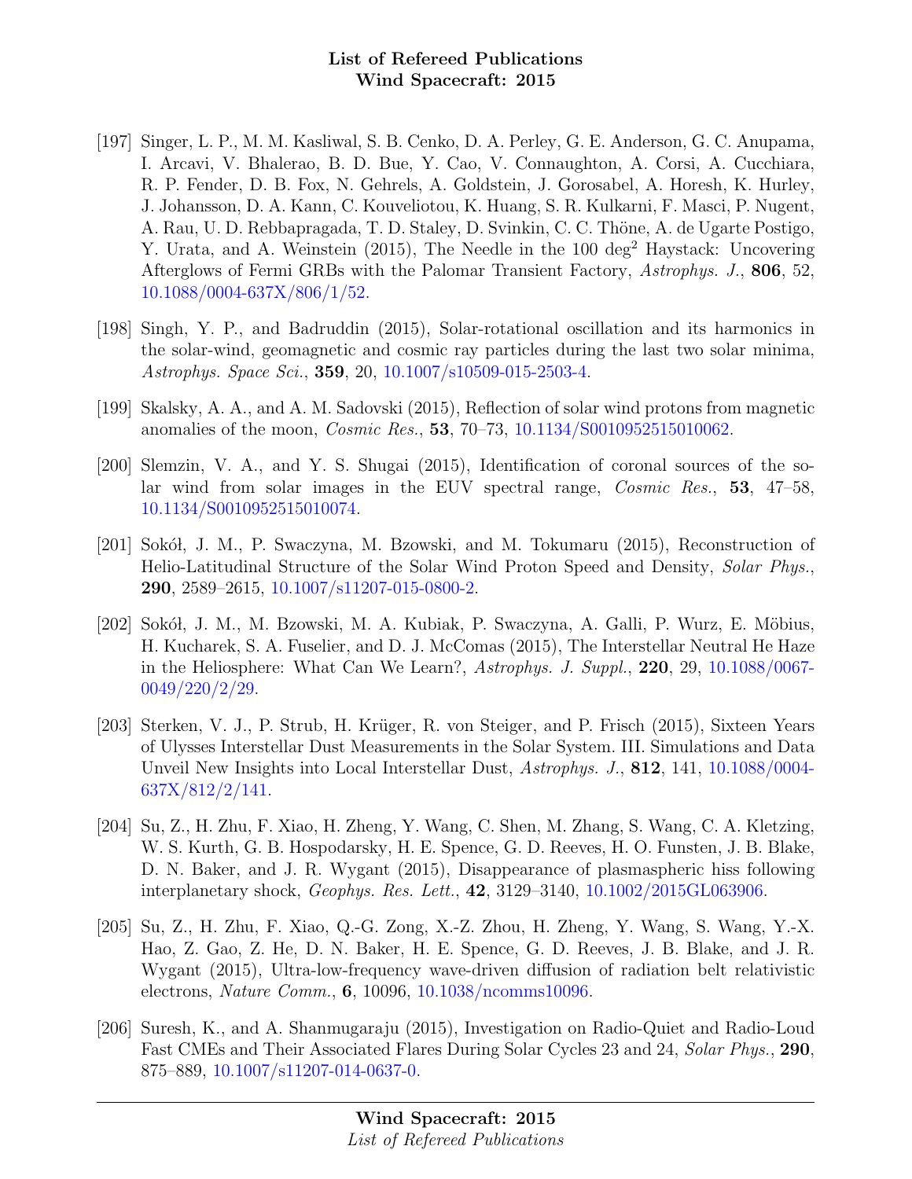[197] Singer, L. P., M. M. Kasliwal, S. B. Cenko, D. A. Perley, G. E. Anderson, G. C. Anupama, I. Arcavi, V. Bhalerao, B. D. Bue, Y. Cao, V. Connaughton, A. Corsi, A. Cucchiara, R. P. Fender, D. B. Fox, N. Gehrels, A. Goldstein, J. Gorosabel, A. Horesh, K. Hurley, J. Johansson, D. A. Kann, C. Kouveliotou, K. Huang, S. R. Kulkarni, F. Masci, P. Nugent, A. Rau, U. D. Rebbapragada, T. D. Staley, D. Svinkin, C. C. Thöne, A. de Ugarte Postigo, Y. Urata, and A. Weinstein (2015), The Needle in the 100 $deg^2$ Haystack: Uncovering Afterglows of Fermi GRBs with the Palomar Transient Factory, *Astrophys. J.*, **806**, 52, 10.1088/0004-637X/806/1/52.

[198] Singh, Y. P., and Badruddin (2015), Solar-rotational oscillation and its harmonics in the solar-wind, geomagnetic and cosmic ray particles during the last two solar minima, *Astrophys. Space Sci.*, **359**, 20, 10.1007/s10509-015-2503-4.

[199] Skalsky, A. A., and A. M. Sadovski (2015), Reflection of solar wind protons from magnetic anomalies of the moon, *Cosmic Res.*, **53**, 70–73, 10.1134/S0010952515010062.

[200] Slemzin, V. A., and Y. S. Shugai (2015), Identification of coronal sources of the solar wind from solar images in the EUV spectral range, *Cosmic Res.*, **53**, 47–58, 10.1134/S0010952515010074.

[201] Sokół, J. M., P. Swaczyna, M. Bzowski, and M. Tokumaru (2015), Reconstruction of Helio-Latitudinal Structure of the Solar Wind Proton Speed and Density, *Solar Phys.*, **290**, 2589–2615, 10.1007/s11207-015-0800-2.

[202] Sokół, J. M., M. Bzowski, M. A. Kubiak, P. Swaczyna, A. Galli, P. Wurz, E. Möbius, H. Kucharek, S. A. Fuselier, and D. J. McComas (2015), The Interstellar Neutral He Haze in the Heliosphere: What Can We Learn?, *Astrophys. J. Suppl.*, **220**, 29, 10.1088/0067-0049/220/2/29.

[203] Sterken, V. J., P. Strub, H. Krüger, R. von Steiger, and P. Frisch (2015), Sixteen Years of Ulysses Interstellar Dust Measurements in the Solar System. III. Simulations and Data Unveil New Insights into Local Interstellar Dust, *Astrophys. J.*, **812**, 141, 10.1088/0004-637X/812/2/141.

[204] Su, Z., H. Zhu, F. Xiao, H. Zheng, Y. Wang, C. Shen, M. Zhang, S. Wang, C. A. Kletzing, W. S. Kurth, G. B. Hospodarsky, H. E. Spence, G. D. Reeves, H. O. Funsten, J. B. Blake, D. N. Baker, and J. R. Wygant (2015), Disappearance of plasmaspheric hiss following interplanetary shock, *Geophys. Res. Lett.*, **42**, 3129–3140, 10.1002/2015GL063906.

[205] Su, Z., H. Zhu, F. Xiao, Q.-G. Zong, X.-Z. Zhou, H. Zheng, Y. Wang, S. Wang, Y.-X. Hao, Z. Gao, Z. He, D. N. Baker, H. E. Spence, G. D. Reeves, J. B. Blake, and J. R. Wygant (2015), Ultra-low-frequency wave-driven diffusion of radiation belt relativistic electrons, *Nature Comm.*, **6**, 10096, 10.1038/ncomms10096.

[206] Suresh, K., and A. Shanmugaraju (2015), Investigation on Radio-Quiet and Radio-Loud Fast CMEs and Their Associated Flares During Solar Cycles 23 and 24, *Solar Phys.*, **290**, 875–889, 10.1007/s11207-014-0637-0.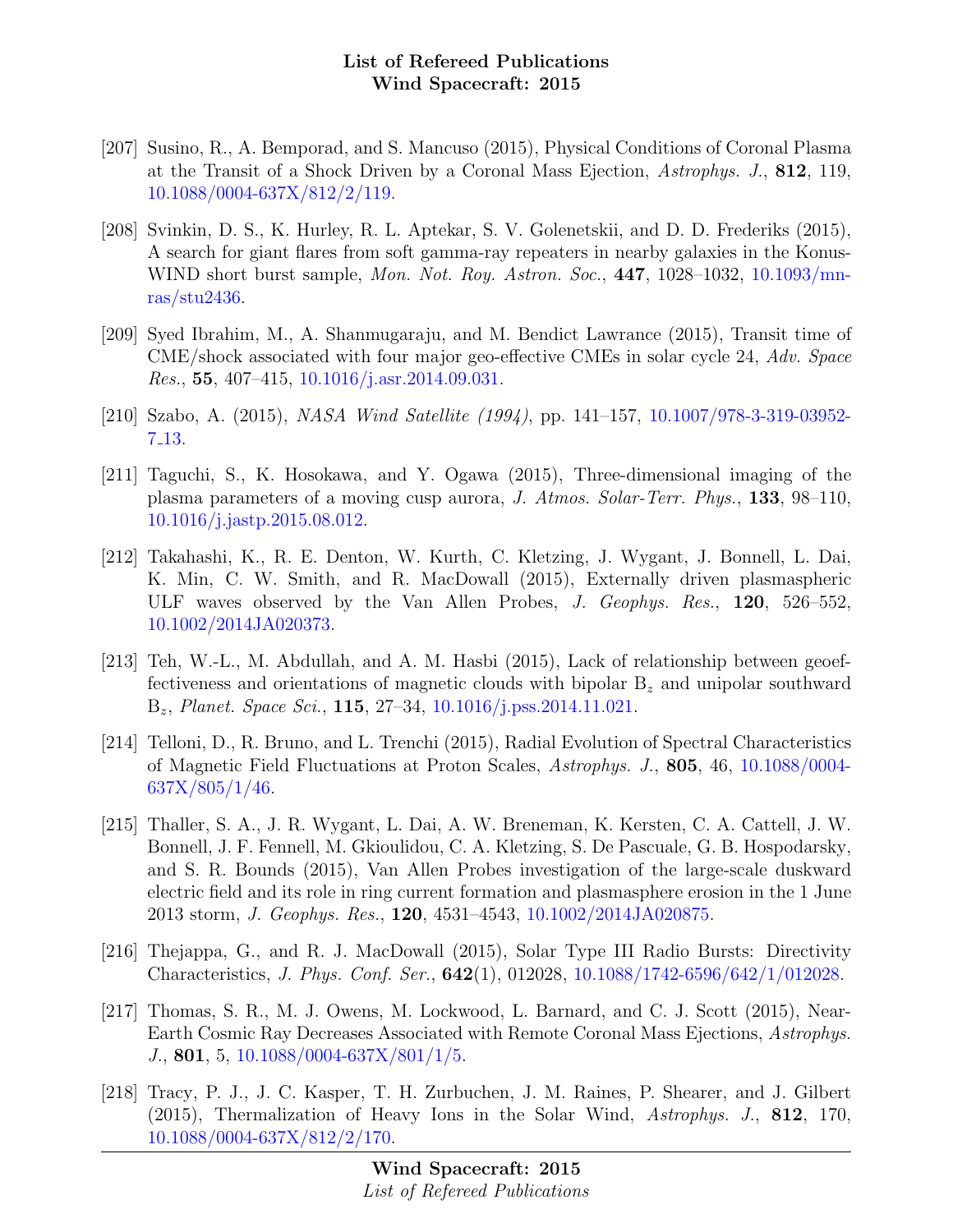[207] Susino, R., A. Bemporad, and S. Mancuso (2015), Physical Conditions of Coronal Plasma at the Transit of a Shock Driven by a Coronal Mass Ejection, *Astrophys. J.*, **812**, 119, 10.1088/0004-637X/812/2/119.

[208] Svinkin, D. S., K. Hurley, R. L. Aptekar, S. V. Golenetskii, and D. D. Frederiks (2015), A search for giant flares from soft gamma-ray repeaters in nearby galaxies in the Konus-WIND short burst sample, *Mon. Not. Roy. Astron. Soc.*, **447**, 1028–1032, 10.1093/mnras/stu2436.

[209] Syed Ibrahim, M., A. Shanmugaraju, and M. Bendict Lawrance (2015), Transit time of CME/shock associated with four major geo-effective CMEs in solar cycle 24, *Adv. Space Res.*, **55**, 407–415, 10.1016/j.asr.2014.09.031.

[210] Szabo, A. (2015), *NASA Wind Satellite (1994)*, pp. 141–157, 10.1007/978-3-319-03952-7_13.

[211] Taguchi, S., K. Hosokawa, and Y. Ogawa (2015), Three-dimensional imaging of the plasma parameters of a moving cusp aurora, *J. Atmos. Solar-Terr. Phys.*, **133**, 98–110, 10.1016/j.jastp.2015.08.012.

[212] Takahashi, K., R. E. Denton, W. Kurth, C. Kletzing, J. Wygant, J. Bonnell, L. Dai, K. Min, C. W. Smith, and R. MacDowall (2015), Externally driven plasmaspheric ULF waves observed by the Van Allen Probes, *J. Geophys. Res.*, **120**, 526–552, 10.1002/2014JA020373.

[213] Teh, W.-L., M. Abdullah, and A. M. Hasbi (2015), Lack of relationship between geoeffectiveness and orientations of magnetic clouds with bipolar $B_z$ and unipolar southward $B_z$, *Planet. Space Sci.*, **115**, 27–34, 10.1016/j.pss.2014.11.021.

[214] Telloni, D., R. Bruno, and L. Trenchi (2015), Radial Evolution of Spectral Characteristics of Magnetic Field Fluctuations at Proton Scales, *Astrophys. J.*, **805**, 46, 10.1088/0004-637X/805/1/46.

[215] Thaller, S. A., J. R. Wygant, L. Dai, A. W. Breneman, K. Kersten, C. A. Cattell, J. W. Bonnell, J. F. Fennell, M. Gkioulidou, C. A. Kletzing, S. De Pascuale, G. B. Hospodarsky, and S. R. Bounds (2015), Van Allen Probes investigation of the large-scale duskward electric field and its role in ring current formation and plasmasphere erosion in the 1 June 2013 storm, *J. Geophys. Res.*, **120**, 4531–4543, 10.1002/2014JA020875.

[216] Thejappa, G., and R. J. MacDowall (2015), Solar Type III Radio Bursts: Directivity Characteristics, *J. Phys. Conf. Ser.*, **642**(1), 012028, 10.1088/1742-6596/642/1/012028.

[217] Thomas, S. R., M. J. Owens, M. Lockwood, L. Barnard, and C. J. Scott (2015), Near-Earth Cosmic Ray Decreases Associated with Remote Coronal Mass Ejections, *Astrophys. J.*, **801**, 5, 10.1088/0004-637X/801/1/5.

[218] Tracy, P. J., J. C. Kasper, T. H. Zurbuchen, J. M. Raines, P. Shearer, and J. Gilbert (2015), Thermalization of Heavy Ions in the Solar Wind, *Astrophys. J.*, **812**, 170, 10.1088/0004-637X/812/2/170.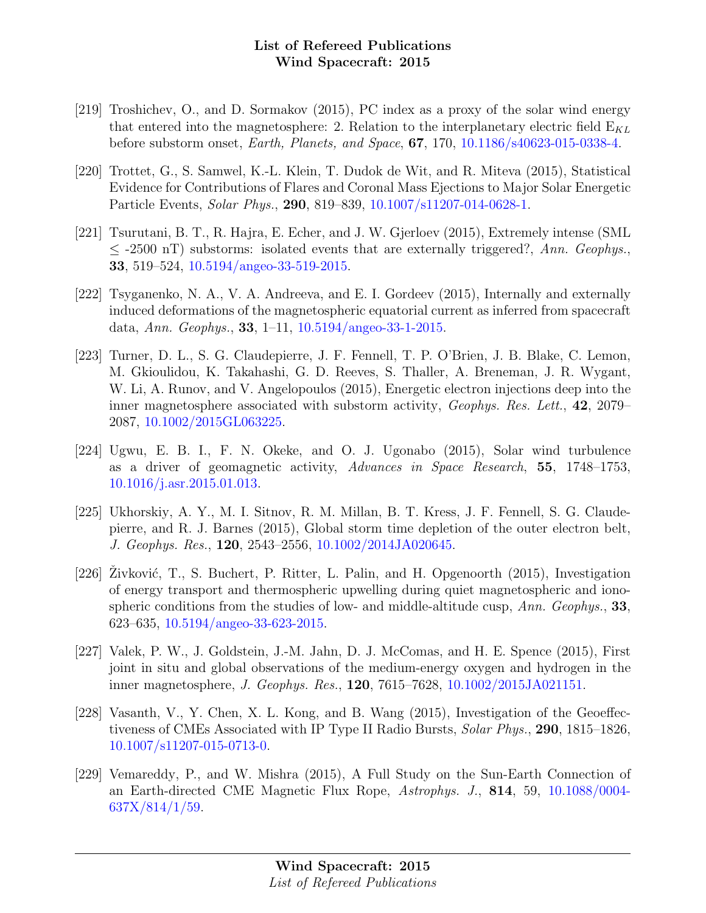[219] Troshichev, O., and D. Sormakov (2015), PC index as a proxy of the solar wind energy that entered into the magnetosphere: 2. Relation to the interplanetary electric field $E_{KL}$ before substorm onset, *Earth, Planets, and Space*, **67**, 170, 10.1186/s40623-015-0338-4.

[220] Trottet, G., S. Samwel, K.-L. Klein, T. Dudok de Wit, and R. Miteva (2015), Statistical Evidence for Contributions of Flares and Coronal Mass Ejections to Major Solar Energetic Particle Events, *Solar Phys.*, **290**, 819–839, 10.1007/s11207-014-0628-1.

[221] Tsurutani, B. T., R. Hajra, E. Echer, and J. W. Gjerloev (2015), Extremely intense (SML $\leq$ -2500 nT) substorms: isolated events that are externally triggered?, *Ann. Geophys.*, **33**, 519–524, 10.5194/angeo-33-519-2015.

[222] Tsyganenko, N. A., V. A. Andreeva, and E. I. Gordeev (2015), Internally and externally induced deformations of the magnetospheric equatorial current as inferred from spacecraft data, *Ann. Geophys.*, **33**, 1–11, 10.5194/angeo-33-1-2015.

[223] Turner, D. L., S. G. Claudepierre, J. F. Fennell, T. P. O'Brien, J. B. Blake, C. Lemon, M. Gkioulidou, K. Takahashi, G. D. Reeves, S. Thaller, A. Breneman, J. R. Wygant, W. Li, A. Runov, and V. Angelopoulos (2015), Energetic electron injections deep into the inner magnetosphere associated with substorm activity, *Geophys. Res. Lett.*, **42**, 2079–2087, 10.1002/2015GL063225.

[224] Ugwu, E. B. I., F. N. Okeke, and O. J. Ugonabo (2015), Solar wind turbulence as a driver of geomagnetic activity, *Advances in Space Research*, **55**, 1748–1753, 10.1016/j.asr.2015.01.013.

[225] Ukhorskiy, A. Y., M. I. Sitnov, R. M. Millan, B. T. Kress, J. F. Fennell, S. G. Claudepierre, and R. J. Barnes (2015), Global storm time depletion of the outer electron belt, *J. Geophys. Res.*, **120**, 2543–2556, 10.1002/2014JA020645.

[226] Živković, T., S. Buchert, P. Ritter, L. Palin, and H. Opgenoorth (2015), Investigation of energy transport and thermospheric upwelling during quiet magnetospheric and ionospheric conditions from the studies of low- and middle-altitude cusp, *Ann. Geophys.*, **33**, 623–635, 10.5194/angeo-33-623-2015.

[227] Valek, P. W., J. Goldstein, J.-M. Jahn, D. J. McComas, and H. E. Spence (2015), First joint in situ and global observations of the medium-energy oxygen and hydrogen in the inner magnetosphere, *J. Geophys. Res.*, **120**, 7615–7628, 10.1002/2015JA021151.

[228] Vasanth, V., Y. Chen, X. L. Kong, and B. Wang (2015), Investigation of the Geoeffectiveness of CMEs Associated with IP Type II Radio Bursts, *Solar Phys.*, **290**, 1815–1826, 10.1007/s11207-015-0713-0.

[229] Vemareddy, P., and W. Mishra (2015), A Full Study on the Sun-Earth Connection of an Earth-directed CME Magnetic Flux Rope, *Astrophys. J.*, **814**, 59, 10.1088/0004-637X/814/1/59.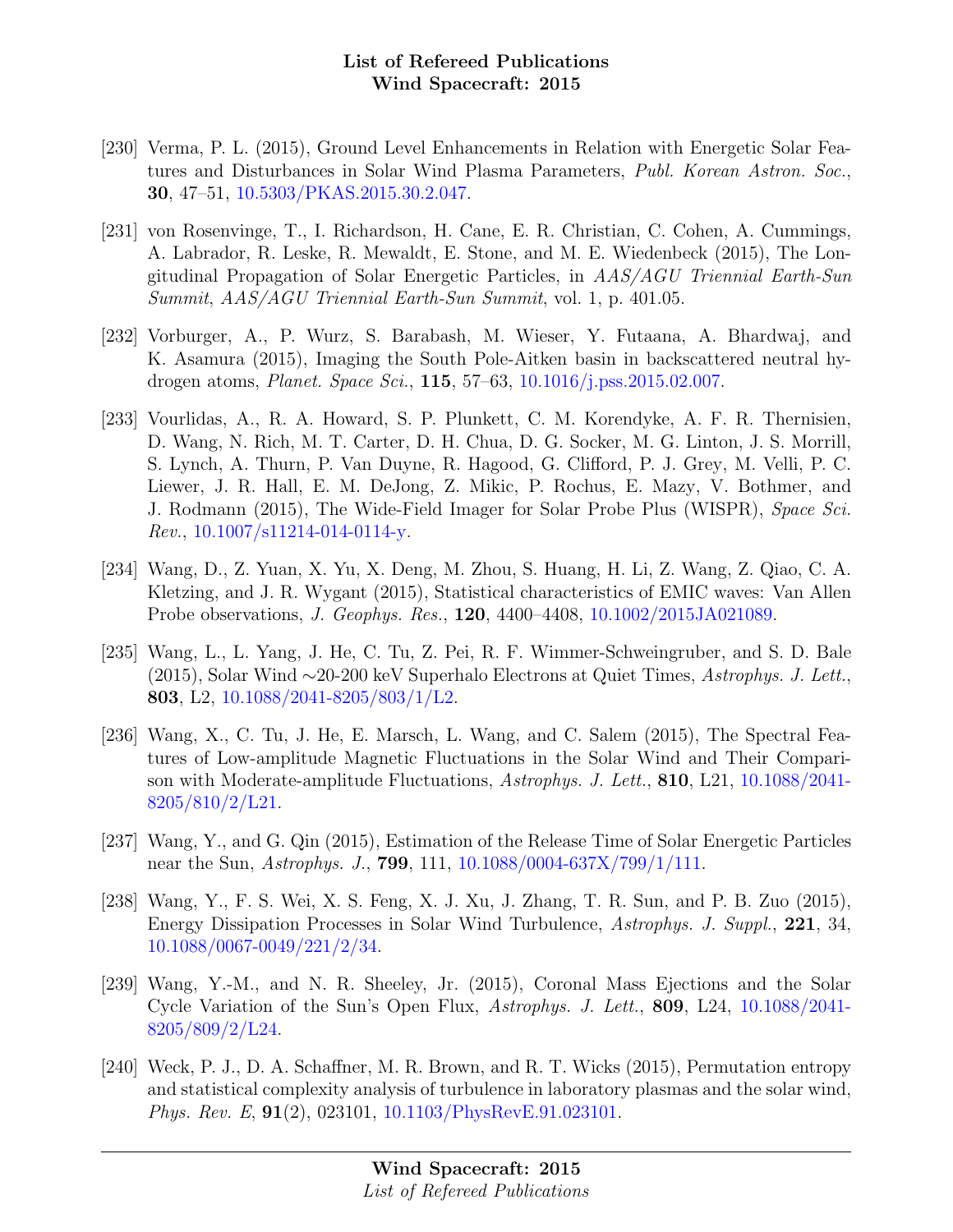[230] Verma, P. L. (2015), Ground Level Enhancements in Relation with Energetic Solar Features and Disturbances in Solar Wind Plasma Parameters, *Publ. Korean Astron. Soc.*, **30**, 47–51, 10.5303/PKAS.2015.30.2.047.

[231] von Rosenvinge, T., I. Richardson, H. Cane, E. R. Christian, C. Cohen, A. Cummings, A. Labrador, R. Leske, R. Mewaldt, E. Stone, and M. E. Wiedenbeck (2015), The Longitudinal Propagation of Solar Energetic Particles, in *AAS/AGU Triennial Earth-Sun Summit*, *AAS/AGU Triennial Earth-Sun Summit*, vol. 1, p. 401.05.

[232] Vorburger, A., P. Wurz, S. Barabash, M. Wieser, Y. Futaana, A. Bhardwaj, and K. Asamura (2015), Imaging the South Pole-Aitken basin in backscattered neutral hydrogen atoms, *Planet. Space Sci.*, **115**, 57–63, 10.1016/j.pss.2015.02.007.

[233] Vourlidas, A., R. A. Howard, S. P. Plunkett, C. M. Korendyke, A. F. R. Thernisien, D. Wang, N. Rich, M. T. Carter, D. H. Chua, D. G. Socker, M. G. Linton, J. S. Morrill, S. Lynch, A. Thurn, P. Van Duyne, R. Hagood, G. Clifford, P. J. Grey, M. Velli, P. C. Liewer, J. R. Hall, E. M. DeJong, Z. Mikic, P. Rochus, E. Mazy, V. Bothmer, and J. Rodmann (2015), The Wide-Field Imager for Solar Probe Plus (WISPR), *Space Sci. Rev.*, 10.1007/s11214-014-0114-y.

[234] Wang, D., Z. Yuan, X. Yu, X. Deng, M. Zhou, S. Huang, H. Li, Z. Wang, Z. Qiao, C. A. Kletzing, and J. R. Wygant (2015), Statistical characteristics of EMIC waves: Van Allen Probe observations, *J. Geophys. Res.*, **120**, 4400–4408, 10.1002/2015JA021089.

[235] Wang, L., L. Yang, J. He, C. Tu, Z. Pei, R. F. Wimmer-Schweingruber, and S. D. Bale (2015), Solar Wind ∼20-200 keV Superhalo Electrons at Quiet Times, *Astrophys. J. Lett.*, **803**, L2, 10.1088/2041-8205/803/1/L2.

[236] Wang, X., C. Tu, J. He, E. Marsch, L. Wang, and C. Salem (2015), The Spectral Features of Low-amplitude Magnetic Fluctuations in the Solar Wind and Their Comparison with Moderate-amplitude Fluctuations, *Astrophys. J. Lett.*, **810**, L21, 10.1088/2041-8205/810/2/L21.

[237] Wang, Y., and G. Qin (2015), Estimation of the Release Time of Solar Energetic Particles near the Sun, *Astrophys. J.*, **799**, 111, 10.1088/0004-637X/799/1/111.

[238] Wang, Y., F. S. Wei, X. S. Feng, X. J. Xu, J. Zhang, T. R. Sun, and P. B. Zuo (2015), Energy Dissipation Processes in Solar Wind Turbulence, *Astrophys. J. Suppl.*, **221**, 34, 10.1088/0067-0049/221/2/34.

[239] Wang, Y.-M., and N. R. Sheeley, Jr. (2015), Coronal Mass Ejections and the Solar Cycle Variation of the Sun's Open Flux, *Astrophys. J. Lett.*, **809**, L24, 10.1088/2041-8205/809/2/L24.

[240] Weck, P. J., D. A. Schaffner, M. R. Brown, and R. T. Wicks (2015), Permutation entropy and statistical complexity analysis of turbulence in laboratory plasmas and the solar wind, *Phys. Rev. E*, **91**(2), 023101, 10.1103/PhysRevE.91.023101.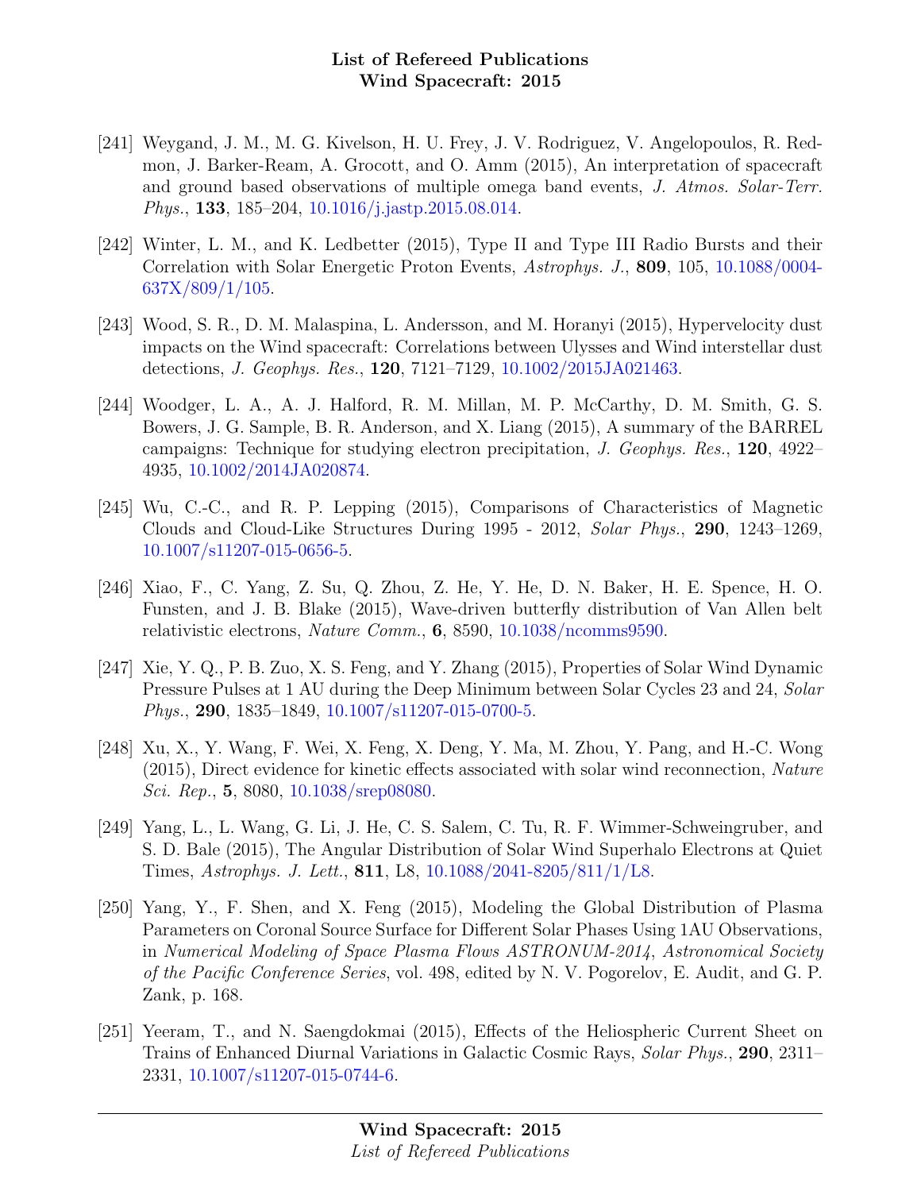[241] Weygand, J. M., M. G. Kivelson, H. U. Frey, J. V. Rodriguez, V. Angelopoulos, R. Redmon, J. Barker-Ream, A. Grocott, and O. Amm (2015), An interpretation of spacecraft and ground based observations of multiple omega band events, *J. Atmos. Solar-Terr. Phys.*, **133**, 185–204, 10.1016/j.jastp.2015.08.014.

[242] Winter, L. M., and K. Ledbetter (2015), Type II and Type III Radio Bursts and their Correlation with Solar Energetic Proton Events, *Astrophys. J.*, **809**, 105, 10.1088/0004-637X/809/1/105.

[243] Wood, S. R., D. M. Malaspina, L. Andersson, and M. Horanyi (2015), Hypervelocity dust impacts on the Wind spacecraft: Correlations between Ulysses and Wind interstellar dust detections, *J. Geophys. Res.*, **120**, 7121–7129, 10.1002/2015JA021463.

[244] Woodger, L. A., A. J. Halford, R. M. Millan, M. P. McCarthy, D. M. Smith, G. S. Bowers, J. G. Sample, B. R. Anderson, and X. Liang (2015), A summary of the BARREL campaigns: Technique for studying electron precipitation, *J. Geophys. Res.*, **120**, 4922–4935, 10.1002/2014JA020874.

[245] Wu, C.-C., and R. P. Lepping (2015), Comparisons of Characteristics of Magnetic Clouds and Cloud-Like Structures During 1995 - 2012, *Solar Phys.*, **290**, 1243–1269, 10.1007/s11207-015-0656-5.

[246] Xiao, F., C. Yang, Z. Su, Q. Zhou, Z. He, Y. He, D. N. Baker, H. E. Spence, H. O. Funsten, and J. B. Blake (2015), Wave-driven butterfly distribution of Van Allen belt relativistic electrons, *Nature Comm.*, **6**, 8590, 10.1038/ncomms9590.

[247] Xie, Y. Q., P. B. Zuo, X. S. Feng, and Y. Zhang (2015), Properties of Solar Wind Dynamic Pressure Pulses at 1 AU during the Deep Minimum between Solar Cycles 23 and 24, *Solar Phys.*, **290**, 1835–1849, 10.1007/s11207-015-0700-5.

[248] Xu, X., Y. Wang, F. Wei, X. Feng, X. Deng, Y. Ma, M. Zhou, Y. Pang, and H.-C. Wong (2015), Direct evidence for kinetic effects associated with solar wind reconnection, *Nature Sci. Rep.*, **5**, 8080, 10.1038/srep08080.

[249] Yang, L., L. Wang, G. Li, J. He, C. S. Salem, C. Tu, R. F. Wimmer-Schweingruber, and S. D. Bale (2015), The Angular Distribution of Solar Wind Superhalo Electrons at Quiet Times, *Astrophys. J. Lett.*, **811**, L8, 10.1088/2041-8205/811/1/L8.

[250] Yang, Y., F. Shen, and X. Feng (2015), Modeling the Global Distribution of Plasma Parameters on Coronal Source Surface for Different Solar Phases Using 1AU Observations, in *Numerical Modeling of Space Plasma Flows ASTRONUM-2014*, *Astronomical Society of the Pacific Conference Series*, vol. 498, edited by N. V. Pogorelov, E. Audit, and G. P. Zank, p. 168.

[251] Yeeram, T., and N. Saengdokmai (2015), Effects of the Heliospheric Current Sheet on Trains of Enhanced Diurnal Variations in Galactic Cosmic Rays, *Solar Phys.*, **290**, 2311–2331, 10.1007/s11207-015-0744-6.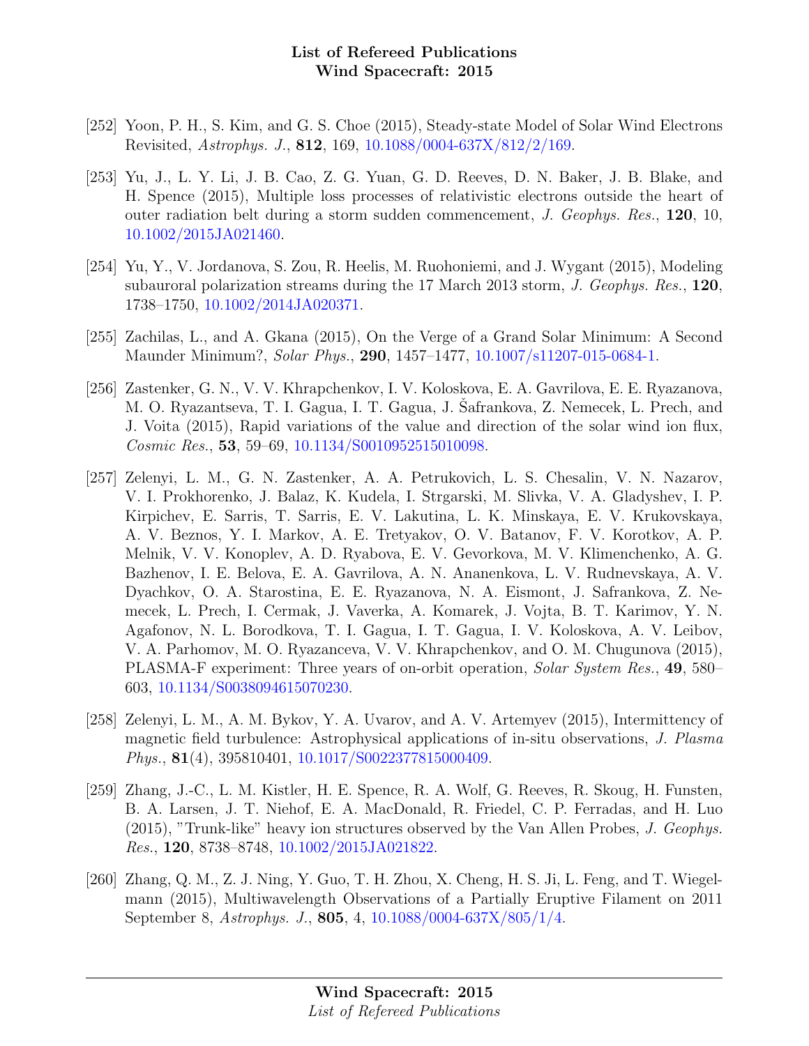[252] Yoon, P. H., S. Kim, and G. S. Choe (2015), Steady-state Model of Solar Wind Electrons Revisited, *Astrophys. J.*, **812**, 169, 10.1088/0004-637X/812/2/169.

[253] Yu, J., L. Y. Li, J. B. Cao, Z. G. Yuan, G. D. Reeves, D. N. Baker, J. B. Blake, and H. Spence (2015), Multiple loss processes of relativistic electrons outside the heart of outer radiation belt during a storm sudden commencement, *J. Geophys. Res.*, **120**, 10, 10.1002/2015JA021460.

[254] Yu, Y., V. Jordanova, S. Zou, R. Heelis, M. Ruohoniemi, and J. Wygant (2015), Modeling subauroral polarization streams during the 17 March 2013 storm, *J. Geophys. Res.*, **120**, 1738–1750, 10.1002/2014JA020371.

[255] Zachilas, L., and A. Gkana (2015), On the Verge of a Grand Solar Minimum: A Second Maunder Minimum?, *Solar Phys.*, **290**, 1457–1477, 10.1007/s11207-015-0684-1.

[256] Zastenker, G. N., V. V. Khrapchenkov, I. V. Koloskova, E. A. Gavrilova, E. E. Ryazanova, M. O. Ryazantseva, T. I. Gagua, I. T. Gagua, J. Šafrankova, Z. Nemecek, L. Prech, and J. Voita (2015), Rapid variations of the value and direction of the solar wind ion flux, *Cosmic Res.*, **53**, 59–69, 10.1134/S0010952515010098.

[257] Zelenyi, L. M., G. N. Zastenker, A. A. Petrukovich, L. S. Chesalin, V. N. Nazarov, V. I. Prokhorenko, J. Balaz, K. Kudela, I. Strgarski, M. Slivka, V. A. Gladyshev, I. P. Kirpichev, E. Sarris, T. Sarris, E. V. Lakutina, L. K. Minskaya, E. V. Krukovskaya, A. V. Beznos, Y. I. Markov, A. E. Tretyakov, O. V. Batanov, F. V. Korotkov, A. P. Melnik, V. V. Konoplev, A. D. Ryabova, E. V. Gevorkova, M. V. Klimenchenko, A. G. Bazhenov, I. E. Belova, E. A. Gavrilova, A. N. Ananenkova, L. V. Rudnevskaya, A. V. Dyachkov, O. A. Starostina, E. E. Ryazanova, N. A. Eismont, J. Safrankova, Z. Nemecek, L. Prech, I. Cermak, J. Vaverka, A. Komarek, J. Vojta, B. T. Karimov, Y. N. Agafonov, N. L. Borodkova, T. I. Gagua, I. T. Gagua, I. V. Koloskova, A. V. Leibov, V. A. Parhomov, M. O. Ryazanceva, V. V. Khrapchenkov, and O. M. Chugunova (2015), PLASMA-F experiment: Three years of on-orbit operation, *Solar System Res.*, **49**, 580–603, 10.1134/S0038094615070230.

[258] Zelenyi, L. M., A. M. Bykov, Y. A. Uvarov, and A. V. Artemyev (2015), Intermittency of magnetic field turbulence: Astrophysical applications of in-situ observations, *J. Plasma Phys.*, **81**(4), 395810401, 10.1017/S0022377815000409.

[259] Zhang, J.-C., L. M. Kistler, H. E. Spence, R. A. Wolf, G. Reeves, R. Skoug, H. Funsten, B. A. Larsen, J. T. Niehof, E. A. MacDonald, R. Friedel, C. P. Ferradas, and H. Luo (2015), "Trunk-like" heavy ion structures observed by the Van Allen Probes, *J. Geophys. Res.*, **120**, 8738–8748, 10.1002/2015JA021822.

[260] Zhang, Q. M., Z. J. Ning, Y. Guo, T. H. Zhou, X. Cheng, H. S. Ji, L. Feng, and T. Wiegelmann (2015), Multiwavelength Observations of a Partially Eruptive Filament on 2011 September 8, *Astrophys. J.*, **805**, 4, 10.1088/0004-637X/805/1/4.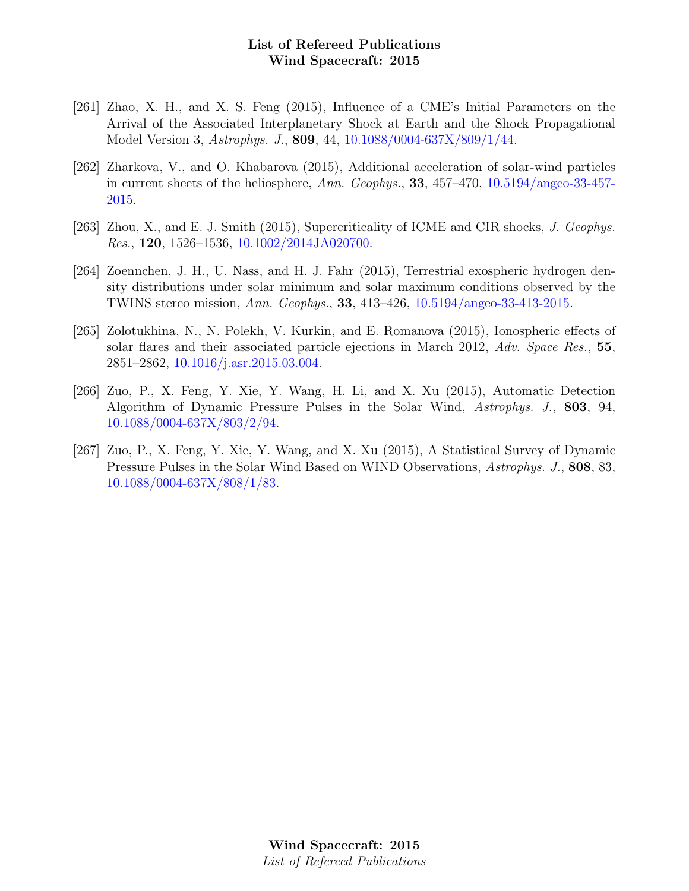[261] Zhao, X. H., and X. S. Feng (2015), Influence of a CME's Initial Parameters on the Arrival of the Associated Interplanetary Shock at Earth and the Shock Propagational Model Version 3, *Astrophys. J.*, **809**, 44, 10.1088/0004-637X/809/1/44.

[262] Zharkova, V., and O. Khabarova (2015), Additional acceleration of solar-wind particles in current sheets of the heliosphere, *Ann. Geophys.*, **33**, 457–470, 10.5194/angeo-33-457-2015.

[263] Zhou, X., and E. J. Smith (2015), Supercriticality of ICME and CIR shocks, *J. Geophys. Res.*, **120**, 1526–1536, 10.1002/2014JA020700.

[264] Zoennchen, J. H., U. Nass, and H. J. Fahr (2015), Terrestrial exospheric hydrogen density distributions under solar minimum and solar maximum conditions observed by the TWINS stereo mission, *Ann. Geophys.*, **33**, 413–426, 10.5194/angeo-33-413-2015.

[265] Zolotukhina, N., N. Polekh, V. Kurkin, and E. Romanova (2015), Ionospheric effects of solar flares and their associated particle ejections in March 2012, *Adv. Space Res.*, **55**, 2851–2862, 10.1016/j.asr.2015.03.004.

[266] Zuo, P., X. Feng, Y. Xie, Y. Wang, H. Li, and X. Xu (2015), Automatic Detection Algorithm of Dynamic Pressure Pulses in the Solar Wind, *Astrophys. J.*, **803**, 94, 10.1088/0004-637X/803/2/94.

[267] Zuo, P., X. Feng, Y. Xie, Y. Wang, and X. Xu (2015), A Statistical Survey of Dynamic Pressure Pulses in the Solar Wind Based on WIND Observations, *Astrophys. J.*, **808**, 83, 10.1088/0004-637X/808/1/83.